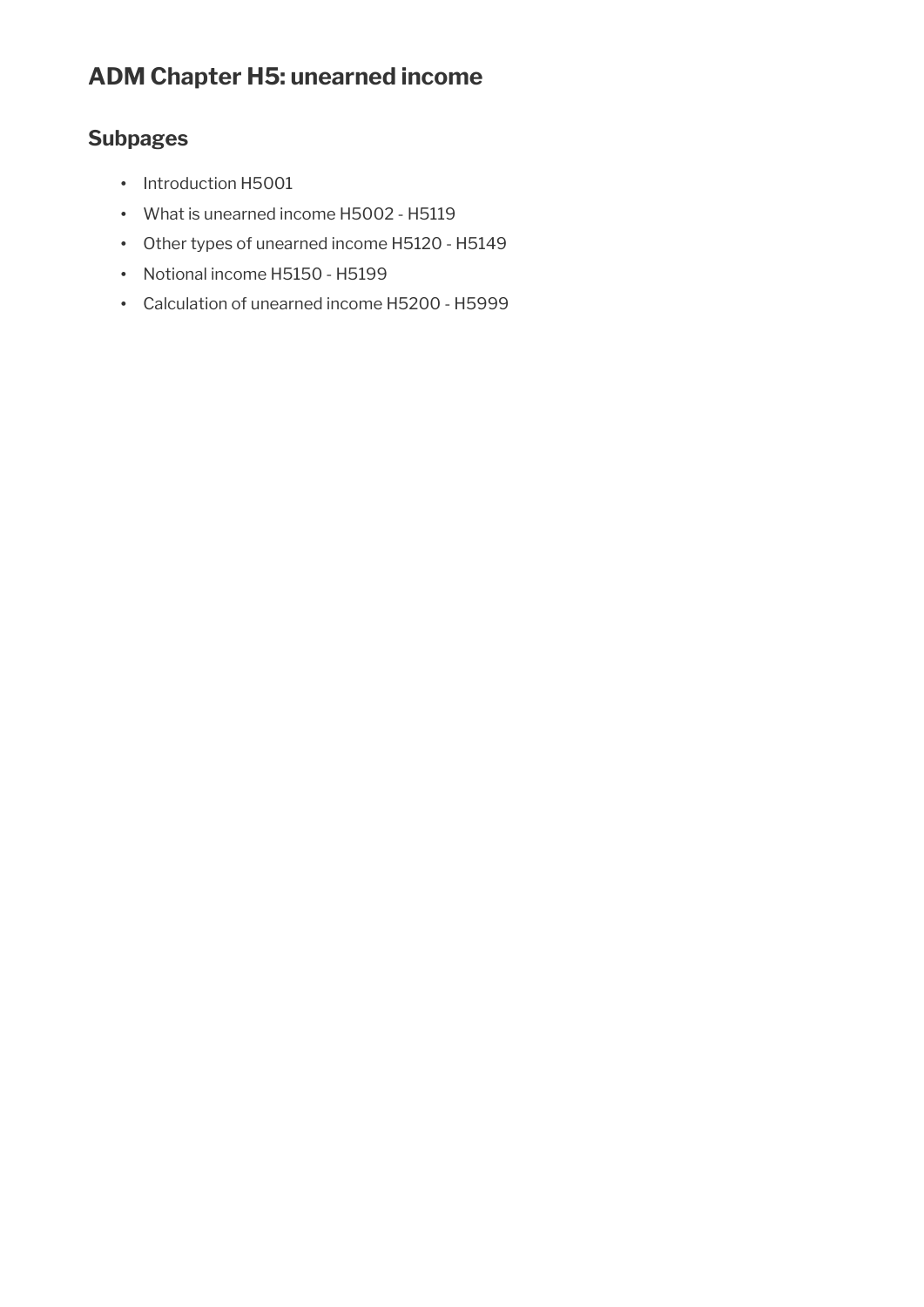# ADM Chapter H5: unearned income

## Subpages

- Introduction H5001
- What is unearned income H5002 - H5119
- Other types of unearned income H5120 - H5149
- Notional income H5150 - H5199
- Calculation of unearned income H5200 - H5999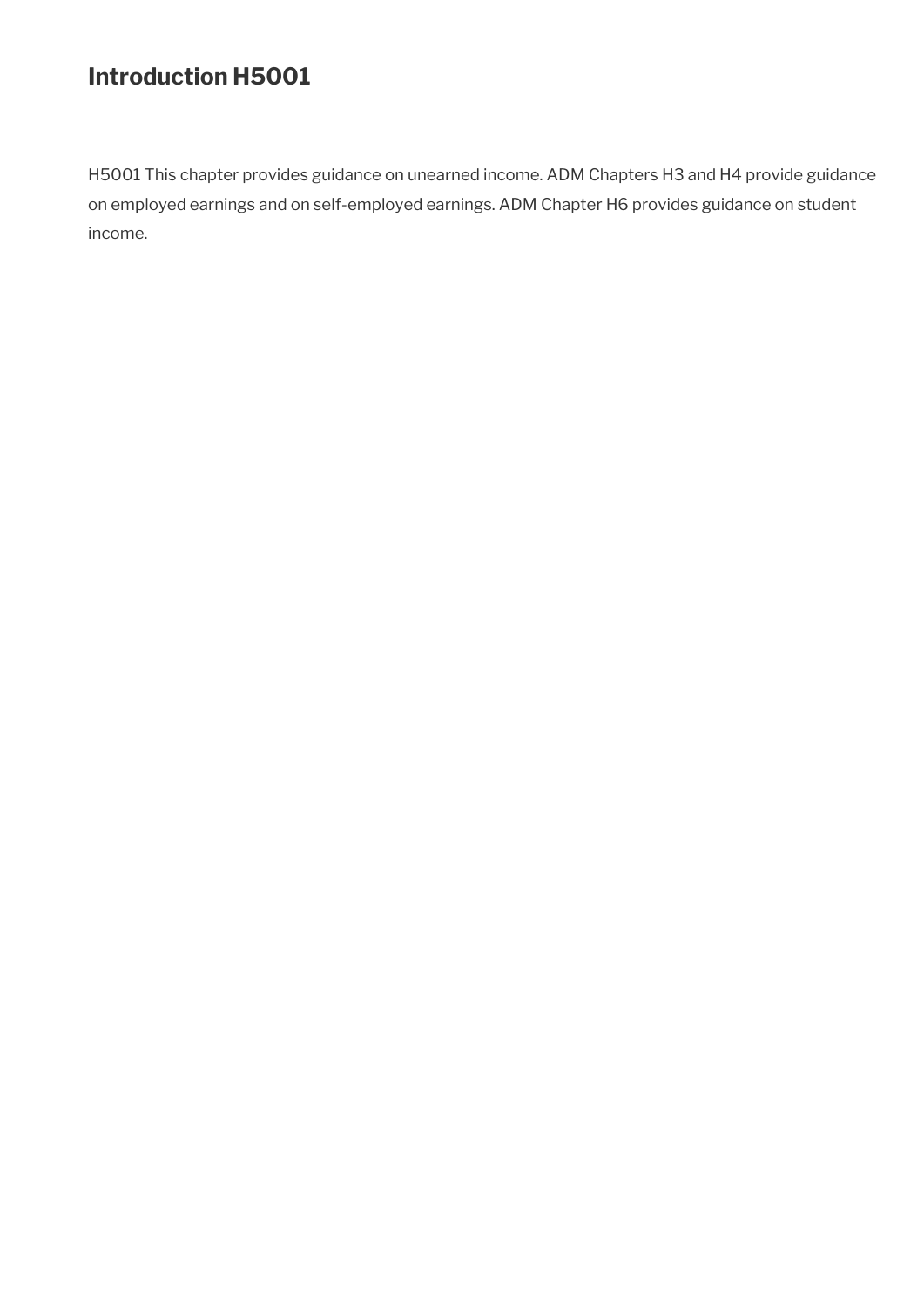## Introduction H5001

H5001 This chapter provides guidance on unearned income. ADM Chapters H3 and H4 provide guidance on employed earnings and on self-employed earnings. ADM Chapter H6 provides guidance on student income.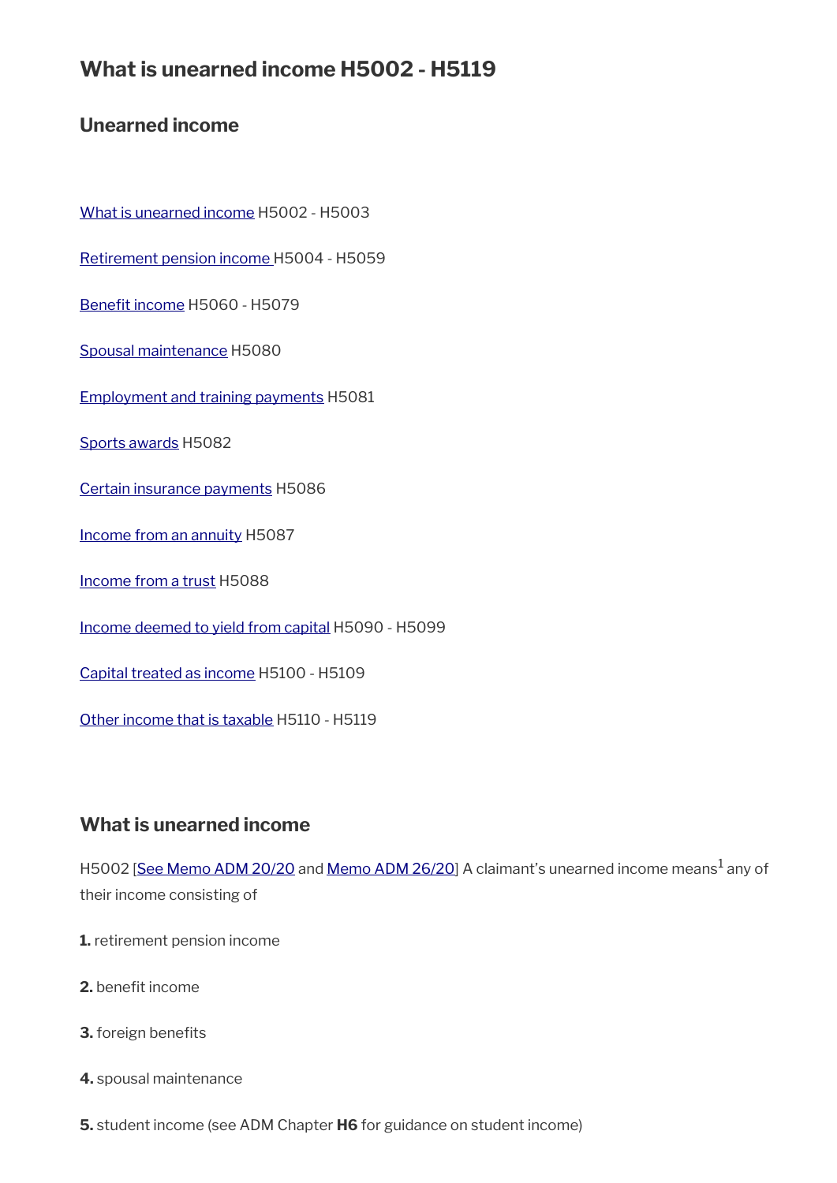# What is unearned income H5002 - H5119

## Unearned income

[What is unearned income](#) H5002 - H5003

[Retirement pension income](#) H5004 - H5059

[Benefit income](#) H5060 - H5079

[Spousal maintenance](#) H5080

[Employment and training payments](#) H5081

[Sports awards](#) H5082

[Certain insurance payments](#) H5086

[Income from an annuity](#) H5087

[Income from a trust](#) H5088

[Income deemed to yield from capital](#) H5090 - H5099

[Capital treated as income](#) H5100 - H5109

[Other income that is taxable](#) H5110 - H5119

## What is unearned income

H5002 [See Memo ADM 20/20 and Memo ADM 26/20] A claimant's unearned income means[1] any of their income consisting of

**1.** retirement pension income

**2.** benefit income

**3.** foreign benefits

**4.** spousal maintenance

**5.** student income (see ADM Chapter **H6** for guidance on student income)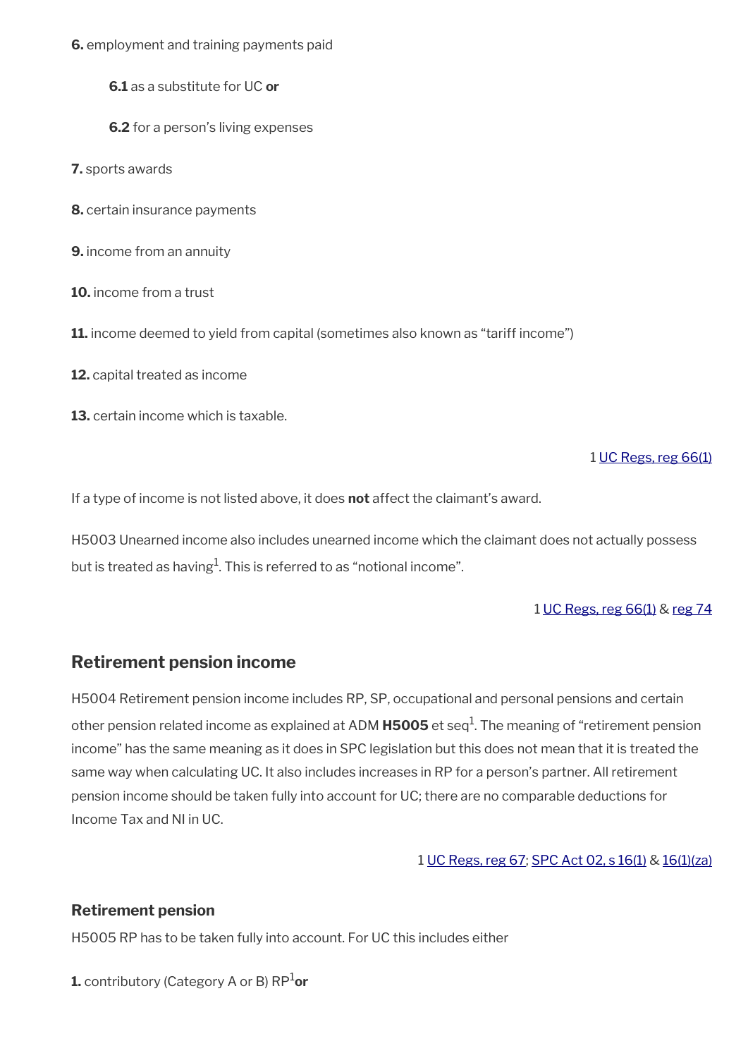**6.** employment and training payments paid

> **6.1** as a substitute for UC **or**
>
> **6.2** for a person's living expenses

**7.** sports awards

**8.** certain insurance payments

**9.** income from an annuity

**10.** income from a trust

**11.** income deemed to yield from capital (sometimes also known as "tariff income")

**12.** capital treated as income

**13.** certain income which is taxable.

1 UC Regs, reg 66(1)

If a type of income is not listed above, it does **not** affect the claimant's award.

H5003 Unearned income also includes unearned income which the claimant does not actually possess but is treated as having[1]. This is referred to as "notional income".

1 UC Regs, reg 66(1) & reg 74

## Retirement pension income

H5004 Retirement pension income includes RP, SP, occupational and personal pensions and certain other pension related income as explained at ADM **H5005** et seq[1]. The meaning of "retirement pension income" has the same meaning as it does in SPC legislation but this does not mean that it is treated the same way when calculating UC. It also includes increases in RP for a person's partner. All retirement pension income should be taken fully into account for UC; there are no comparable deductions for Income Tax and NI in UC.

1 UC Regs, reg 67; SPC Act 02, s 16(1) & 16(1)(za)

### Retirement pension

H5005 RP has to be taken fully into account. For UC this includes either

**1.** contributory (Category A or B) RP[1] **or**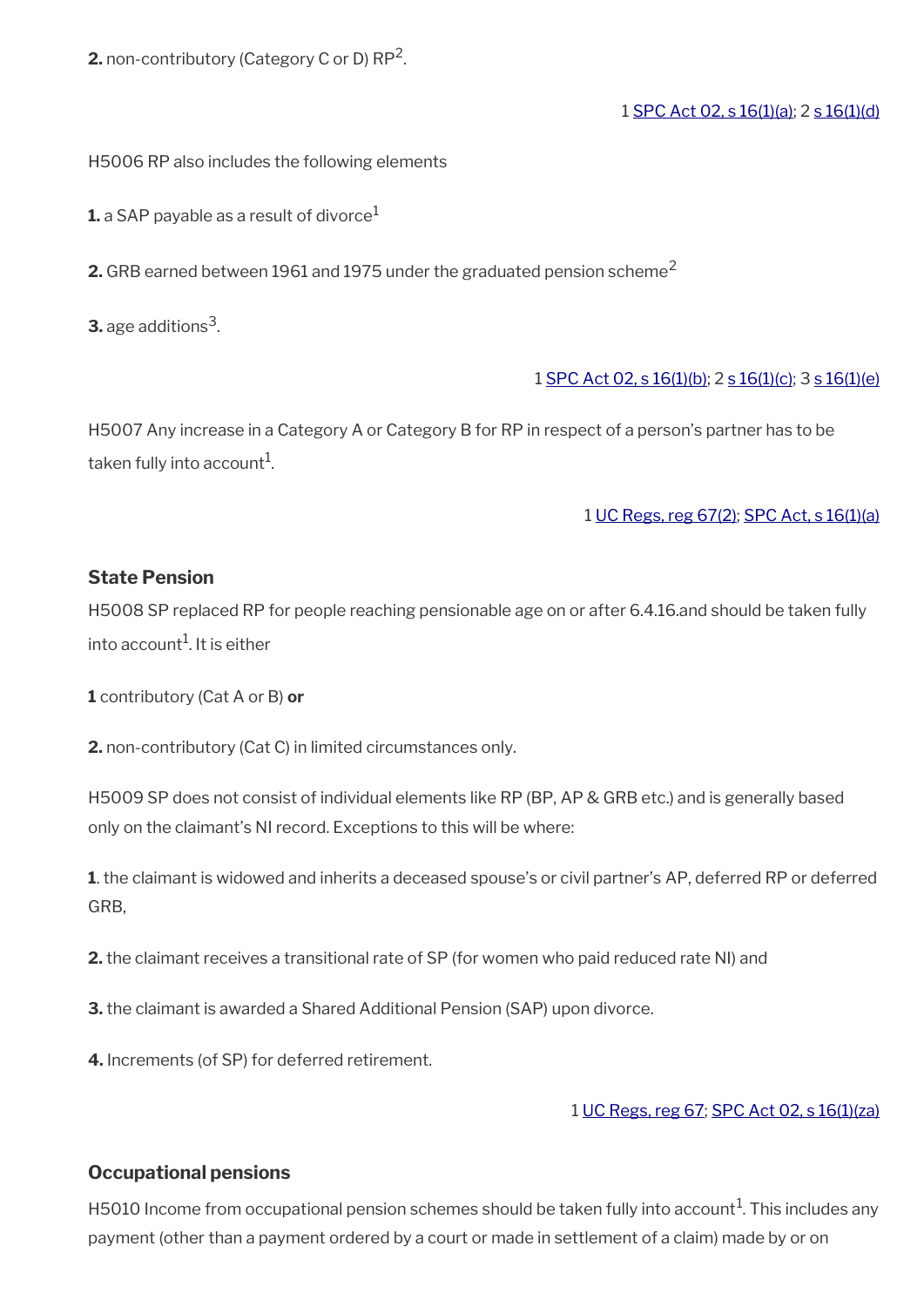**2.** non-contributory (Category C or D) RP[2].

1 SPC Act 02, s 16(1)(a); 2 s 16(1)(d)

H5006 RP also includes the following elements

**1.** a SAP payable as a result of divorce[1]

**2.** GRB earned between 1961 and 1975 under the graduated pension scheme[2]

**3.** age additions[3].

1 SPC Act 02, s 16(1)(b); 2 s 16(1)(c); 3 s 16(1)(e)

H5007 Any increase in a Category A or Category B for RP in respect of a person's partner has to be taken fully into account[1].

1 UC Regs, reg 67(2); SPC Act, s 16(1)(a)

### State Pension

H5008 SP replaced RP for people reaching pensionable age on or after 6.4.16.and should be taken fully into account[1]. It is either

**1** contributory (Cat A or B) **or**

**2.** non-contributory (Cat C) in limited circumstances only.

H5009 SP does not consist of individual elements like RP (BP, AP & GRB etc.) and is generally based only on the claimant's NI record. Exceptions to this will be where:

**1**. the claimant is widowed and inherits a deceased spouse's or civil partner's AP, deferred RP or deferred GRB,

**2.** the claimant receives a transitional rate of SP (for women who paid reduced rate NI) and

**3.** the claimant is awarded a Shared Additional Pension (SAP) upon divorce.

**4.** Increments (of SP) for deferred retirement.

1 UC Regs, reg 67; SPC Act 02, s 16(1)(za)

### Occupational pensions

H5010 Income from occupational pension schemes should be taken fully into account[1]. This includes any payment (other than a payment ordered by a court or made in settlement of a claim) made by or on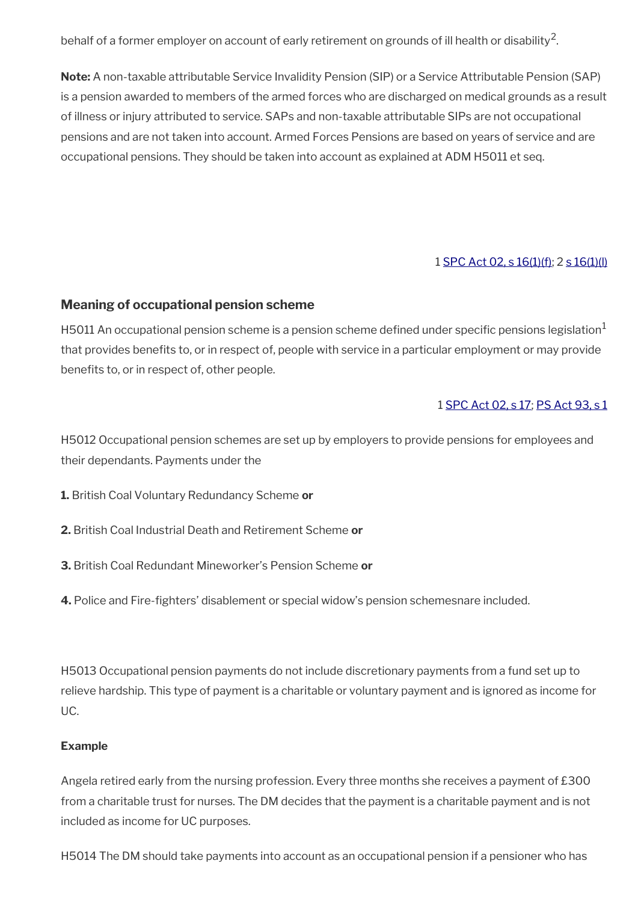behalf of a former employer on account of early retirement on grounds of ill health or disability[2].

**Note:** A non-taxable attributable Service Invalidity Pension (SIP) or a Service Attributable Pension (SAP) is a pension awarded to members of the armed forces who are discharged on medical grounds as a result of illness or injury attributed to service. SAPs and non-taxable attributable SIPs are not occupational pensions and are not taken into account. Armed Forces Pensions are based on years of service and are occupational pensions. They should be taken into account as explained at ADM H5011 et seq.

1 SPC Act 02, s 16(1)(f); 2 s 16(1)(l)

### Meaning of occupational pension scheme

H5011 An occupational pension scheme is a pension scheme defined under specific pensions legislation[1] that provides benefits to, or in respect of, people with service in a particular employment or may provide benefits to, or in respect of, other people.

1 SPC Act 02, s 17; PS Act 93, s 1

H5012 Occupational pension schemes are set up by employers to provide pensions for employees and their dependants. Payments under the

**1.** British Coal Voluntary Redundancy Scheme **or**

**2.** British Coal Industrial Death and Retirement Scheme **or**

**3.** British Coal Redundant Mineworker's Pension Scheme **or**

**4.** Police and Fire-fighters' disablement or special widow's pension schemesnare included.

H5013 Occupational pension payments do not include discretionary payments from a fund set up to relieve hardship. This type of payment is a charitable or voluntary payment and is ignored as income for UC.

**Example**

Angela retired early from the nursing profession. Every three months she receives a payment of £300 from a charitable trust for nurses. The DM decides that the payment is a charitable payment and is not included as income for UC purposes.

H5014 The DM should take payments into account as an occupational pension if a pensioner who has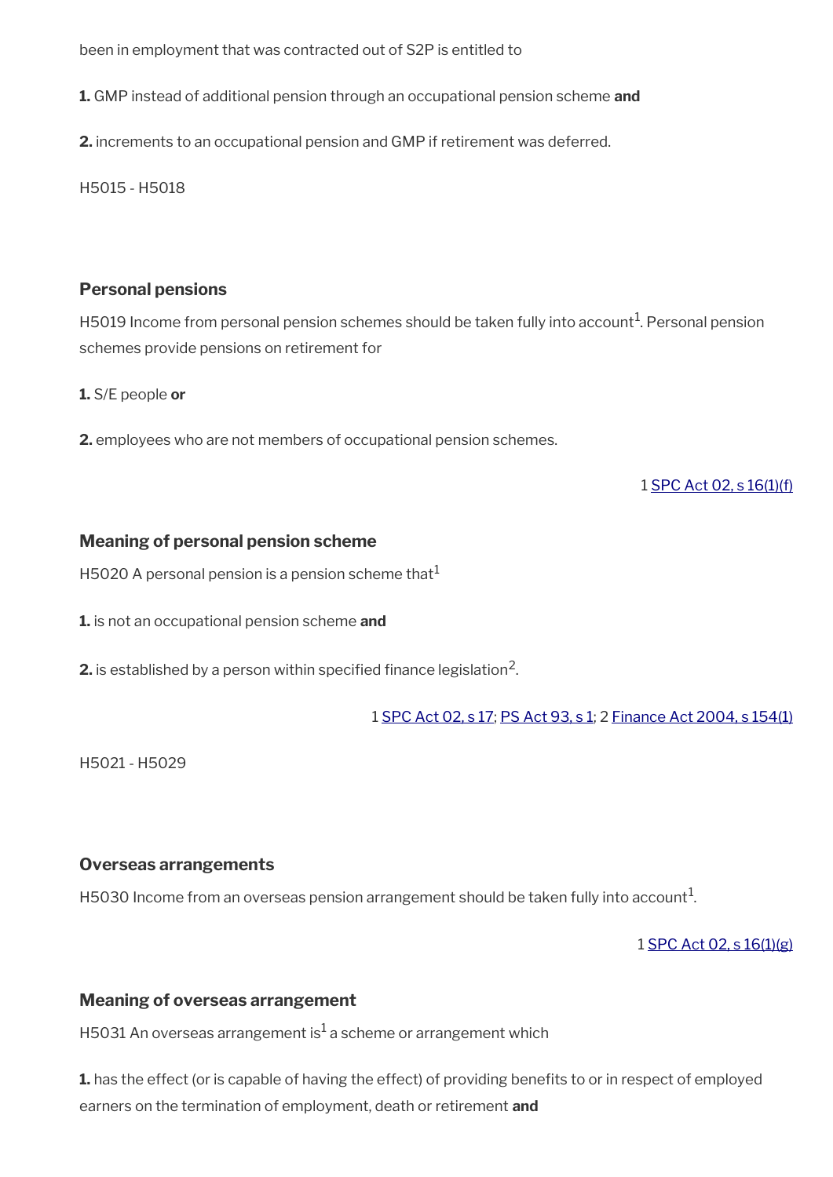been in employment that was contracted out of S2P is entitled to

**1.** GMP instead of additional pension through an occupational pension scheme **and**

**2.** increments to an occupational pension and GMP if retirement was deferred.

H5015 - H5018

### Personal pensions

H5019 Income from personal pension schemes should be taken fully into account[1]. Personal pension schemes provide pensions on retirement for

**1.** S/E people **or**

**2.** employees who are not members of occupational pension schemes.

1 SPC Act 02, s 16(1)(f)

### Meaning of personal pension scheme

H5020 A personal pension is a pension scheme that[1]

**1.** is not an occupational pension scheme **and**

**2.** is established by a person within specified finance legislation[2].

1 SPC Act 02, s 17; PS Act 93, s 1; 2 Finance Act 2004, s 154(1)

H5021 - H5029

### Overseas arrangements

H5030 Income from an overseas pension arrangement should be taken fully into account[1].

1 SPC Act 02, s 16(1)(g)

### Meaning of overseas arrangement

H5031 An overseas arrangement is[1] a scheme or arrangement which

**1.** has the effect (or is capable of having the effect) of providing benefits to or in respect of employed earners on the termination of employment, death or retirement **and**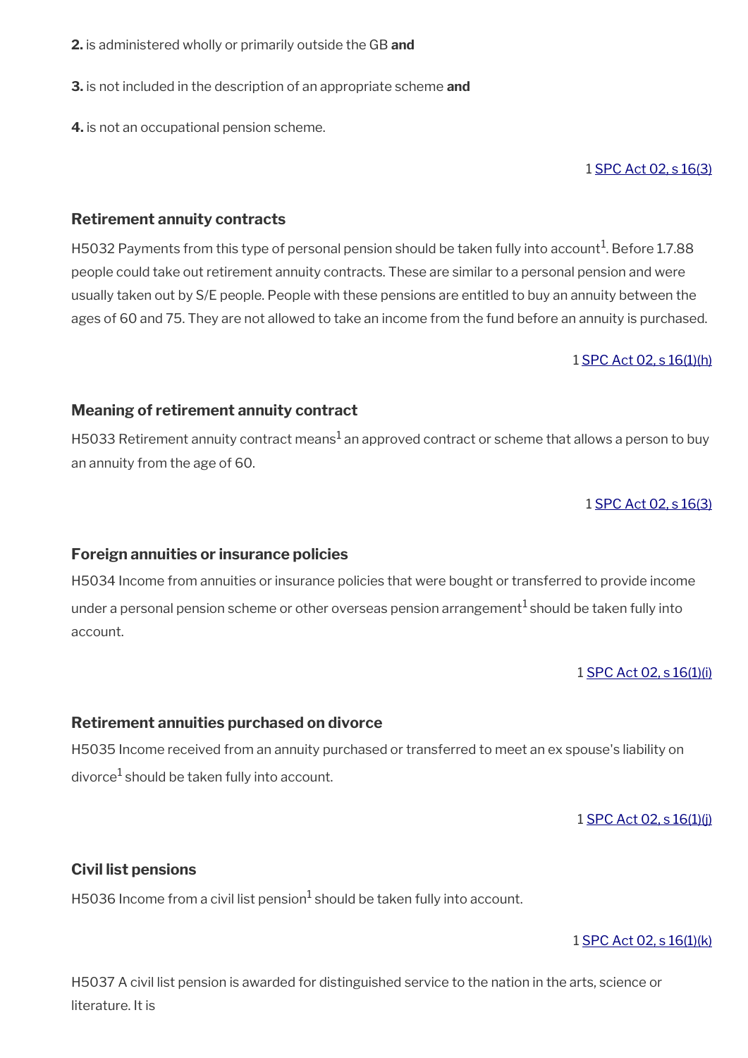**2.** is administered wholly or primarily outside the GB **and**

**3.** is not included in the description of an appropriate scheme **and**

**4.** is not an occupational pension scheme.

1 SPC Act 02, s 16(3)

### Retirement annuity contracts

H5032 Payments from this type of personal pension should be taken fully into account[1]. Before 1.7.88 people could take out retirement annuity contracts. These are similar to a personal pension and were usually taken out by S/E people. People with these pensions are entitled to buy an annuity between the ages of 60 and 75. They are not allowed to take an income from the fund before an annuity is purchased.

1 SPC Act 02, s 16(1)(h)

### Meaning of retirement annuity contract

H5033 Retirement annuity contract means[1] an approved contract or scheme that allows a person to buy an annuity from the age of 60.

1 SPC Act 02, s 16(3)

### Foreign annuities or insurance policies

H5034 Income from annuities or insurance policies that were bought or transferred to provide income under a personal pension scheme or other overseas pension arrangement[1] should be taken fully into account.

1 SPC Act 02, s 16(1)(i)

### Retirement annuities purchased on divorce

H5035 Income received from an annuity purchased or transferred to meet an ex spouse's liability on divorce[1] should be taken fully into account.

1 SPC Act 02, s 16(1)(j)

### Civil list pensions

H5036 Income from a civil list pension[1] should be taken fully into account.

1 SPC Act 02, s 16(1)(k)

H5037 A civil list pension is awarded for distinguished service to the nation in the arts, science or literature. It is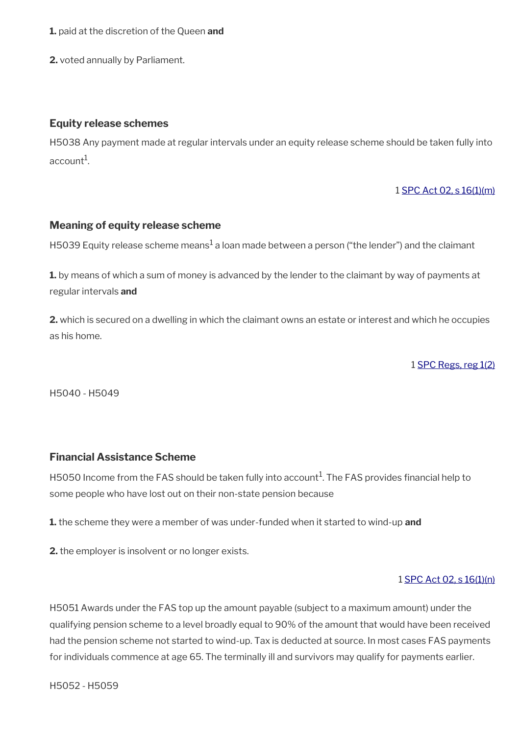**1.** paid at the discretion of the Queen **and**

**2.** voted annually by Parliament.

### Equity release schemes

H5038 Any payment made at regular intervals under an equity release scheme should be taken fully into account[1].

1 SPC Act 02, s 16(1)(m)

### Meaning of equity release scheme

H5039 Equity release scheme means[1] a loan made between a person ("the lender") and the claimant

**1.** by means of which a sum of money is advanced by the lender to the claimant by way of payments at regular intervals **and**

**2.** which is secured on a dwelling in which the claimant owns an estate or interest and which he occupies as his home.

1 SPC Regs, reg 1(2)

H5040 - H5049

### Financial Assistance Scheme

H5050 Income from the FAS should be taken fully into account[1]. The FAS provides financial help to some people who have lost out on their non-state pension because

**1.** the scheme they were a member of was under-funded when it started to wind-up **and**

**2.** the employer is insolvent or no longer exists.

1 SPC Act 02, s 16(1)(n)

H5051 Awards under the FAS top up the amount payable (subject to a maximum amount) under the qualifying pension scheme to a level broadly equal to 90% of the amount that would have been received had the pension scheme not started to wind-up. Tax is deducted at source. In most cases FAS payments for individuals commence at age 65. The terminally ill and survivors may qualify for payments earlier.

H5052 - H5059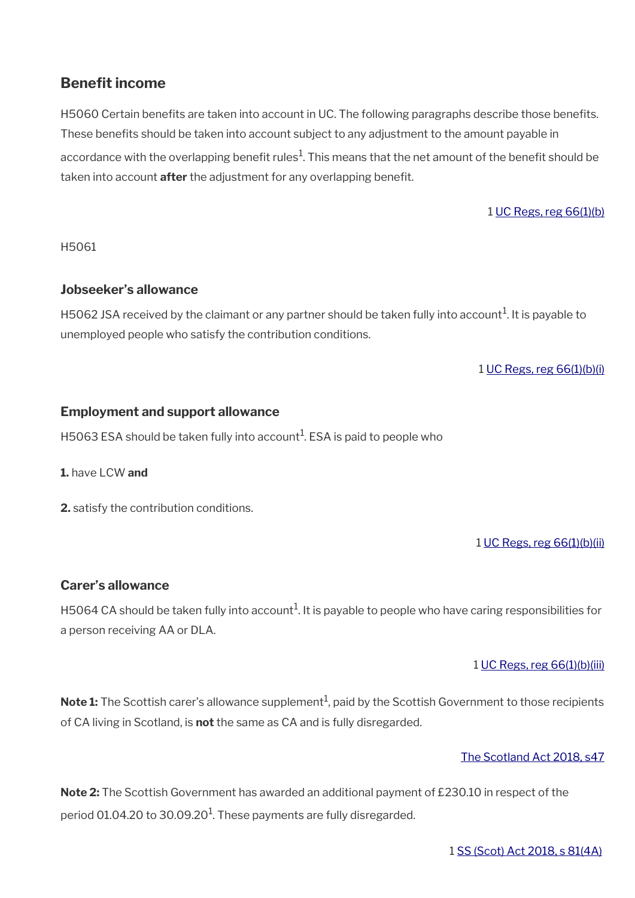## Benefit income

H5060 Certain benefits are taken into account in UC. The following paragraphs describe those benefits. These benefits should be taken into account subject to any adjustment to the amount payable in accordance with the overlapping benefit rules[1]. This means that the net amount of the benefit should be taken into account **after** the adjustment for any overlapping benefit.

1 UC Regs, reg 66(1)(b)

H5061

### Jobseeker's allowance

H5062 JSA received by the claimant or any partner should be taken fully into account[1]. It is payable to unemployed people who satisfy the contribution conditions.

1 UC Regs, reg 66(1)(b)(i)

### Employment and support allowance

H5063 ESA should be taken fully into account[1]. ESA is paid to people who

**1.** have LCW **and**

**2.** satisfy the contribution conditions.

1 UC Regs, reg 66(1)(b)(ii)

### Carer's allowance

H5064 CA should be taken fully into account[1]. It is payable to people who have caring responsibilities for a person receiving AA or DLA.

1 UC Regs, reg 66(1)(b)(iii)

**Note 1:** The Scottish carer's allowance supplement[1], paid by the Scottish Government to those recipients of CA living in Scotland, is **not** the same as CA and is fully disregarded.

The Scotland Act 2018, s47

**Note 2:** The Scottish Government has awarded an additional payment of £230.10 in respect of the period 01.04.20 to 30.09.20[1]. These payments are fully disregarded.

1 SS (Scot) Act 2018, s 81(4A)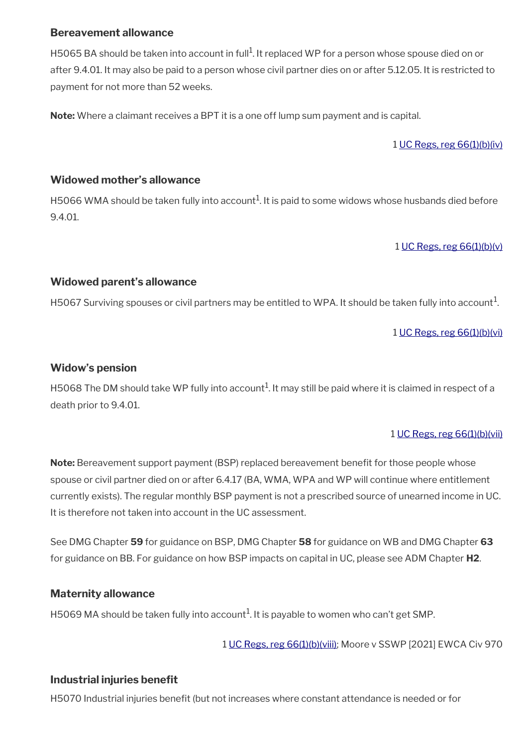### Bereavement allowance

H5065 BA should be taken into account in full[1]. It replaced WP for a person whose spouse died on or after 9.4.01. It may also be paid to a person whose civil partner dies on or after 5.12.05. It is restricted to payment for not more than 52 weeks.

**Note:** Where a claimant receives a BPT it is a one off lump sum payment and is capital.

1 UC Regs, reg 66(1)(b)(iv)

### Widowed mother's allowance

H5066 WMA should be taken fully into account[1]. It is paid to some widows whose husbands died before 9.4.01.

1 UC Regs, reg 66(1)(b)(v)

### Widowed parent's allowance

H5067 Surviving spouses or civil partners may be entitled to WPA. It should be taken fully into account[1].

1 UC Regs, reg 66(1)(b)(vi)

### Widow's pension

H5068 The DM should take WP fully into account[1]. It may still be paid where it is claimed in respect of a death prior to 9.4.01.

1 UC Regs, reg 66(1)(b)(vii)

**Note:** Bereavement support payment (BSP) replaced bereavement benefit for those people whose spouse or civil partner died on or after 6.4.17 (BA, WMA, WPA and WP will continue where entitlement currently exists). The regular monthly BSP payment is not a prescribed source of unearned income in UC. It is therefore not taken into account in the UC assessment.

See DMG Chapter **59** for guidance on BSP, DMG Chapter **58** for guidance on WB and DMG Chapter **63** for guidance on BB. For guidance on how BSP impacts on capital in UC, please see ADM Chapter **H2**.

### Maternity allowance

H5069 MA should be taken fully into account[1]. It is payable to women who can't get SMP.

1 UC Regs, reg 66(1)(b)(viii); Moore v SSWP [2021] EWCA Civ 970

### Industrial injuries benefit

H5070 Industrial injuries benefit (but not increases where constant attendance is needed or for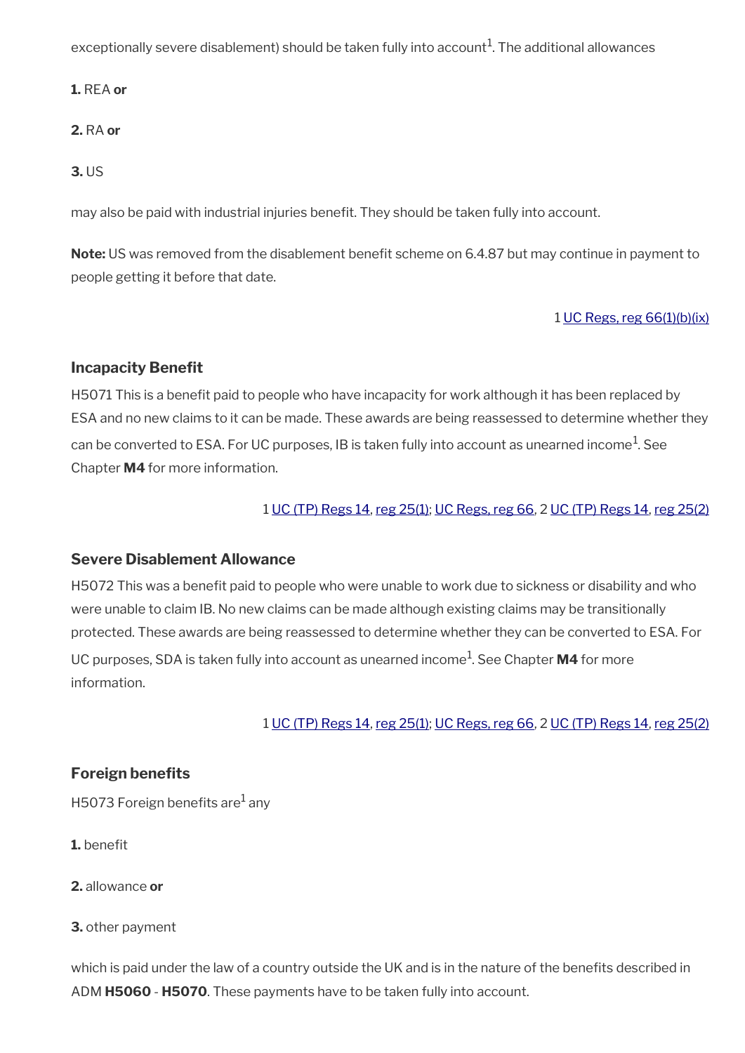exceptionally severe disablement) should be taken fully into account[1]. The additional allowances

**1.** REA **or**

**2.** RA **or**

**3.** US

may also be paid with industrial injuries benefit. They should be taken fully into account.

**Note:** US was removed from the disablement benefit scheme on 6.4.87 but may continue in payment to people getting it before that date.

1 UC Regs, reg 66(1)(b)(ix)

### Incapacity Benefit

H5071 This is a benefit paid to people who have incapacity for work although it has been replaced by ESA and no new claims to it can be made. These awards are being reassessed to determine whether they can be converted to ESA. For UC purposes, IB is taken fully into account as unearned income[1]. See Chapter **M4** for more information.

1 UC (TP) Regs 14, reg 25(1); UC Regs, reg 66, 2 UC (TP) Regs 14, reg 25(2)

### Severe Disablement Allowance

H5072 This was a benefit paid to people who were unable to work due to sickness or disability and who were unable to claim IB. No new claims can be made although existing claims may be transitionally protected. These awards are being reassessed to determine whether they can be converted to ESA. For UC purposes, SDA is taken fully into account as unearned income[1]. See Chapter **M4** for more information.

1 UC (TP) Regs 14, reg 25(1); UC Regs, reg 66, 2 UC (TP) Regs 14, reg 25(2)

### Foreign benefits

H5073 Foreign benefits are[1] any

**1.** benefit

**2.** allowance **or**

**3.** other payment

which is paid under the law of a country outside the UK and is in the nature of the benefits described in ADM **H5060** - **H5070**. These payments have to be taken fully into account.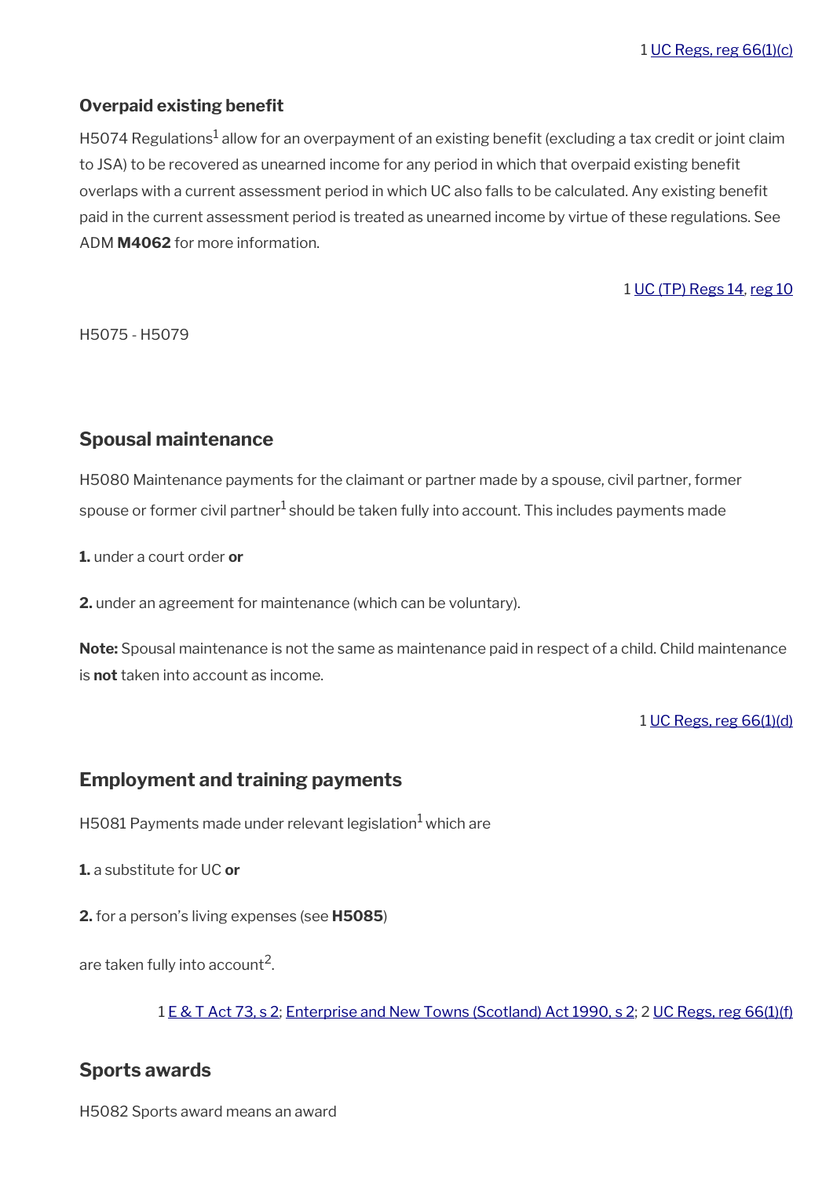1 UC Regs, reg 66(1)(c)

### Overpaid existing benefit

H5074 Regulations[1] allow for an overpayment of an existing benefit (excluding a tax credit or joint claim to JSA) to be recovered as unearned income for any period in which that overpaid existing benefit overlaps with a current assessment period in which UC also falls to be calculated. Any existing benefit paid in the current assessment period is treated as unearned income by virtue of these regulations. See ADM **M4062** for more information.

1 UC (TP) Regs 14, reg 10

H5075 - H5079

## Spousal maintenance

H5080 Maintenance payments for the claimant or partner made by a spouse, civil partner, former spouse or former civil partner[1] should be taken fully into account. This includes payments made

**1.** under a court order **or**

**2.** under an agreement for maintenance (which can be voluntary).

**Note:** Spousal maintenance is not the same as maintenance paid in respect of a child. Child maintenance is **not** taken into account as income.

1 UC Regs, reg 66(1)(d)

## Employment and training payments

H5081 Payments made under relevant legislation[1] which are

**1.** a substitute for UC **or**

**2.** for a person's living expenses (see **H5085**)

are taken fully into account[2].

1 E & T Act 73, s 2; Enterprise and New Towns (Scotland) Act 1990, s 2; 2 UC Regs, reg 66(1)(f)

## Sports awards

H5082 Sports award means an award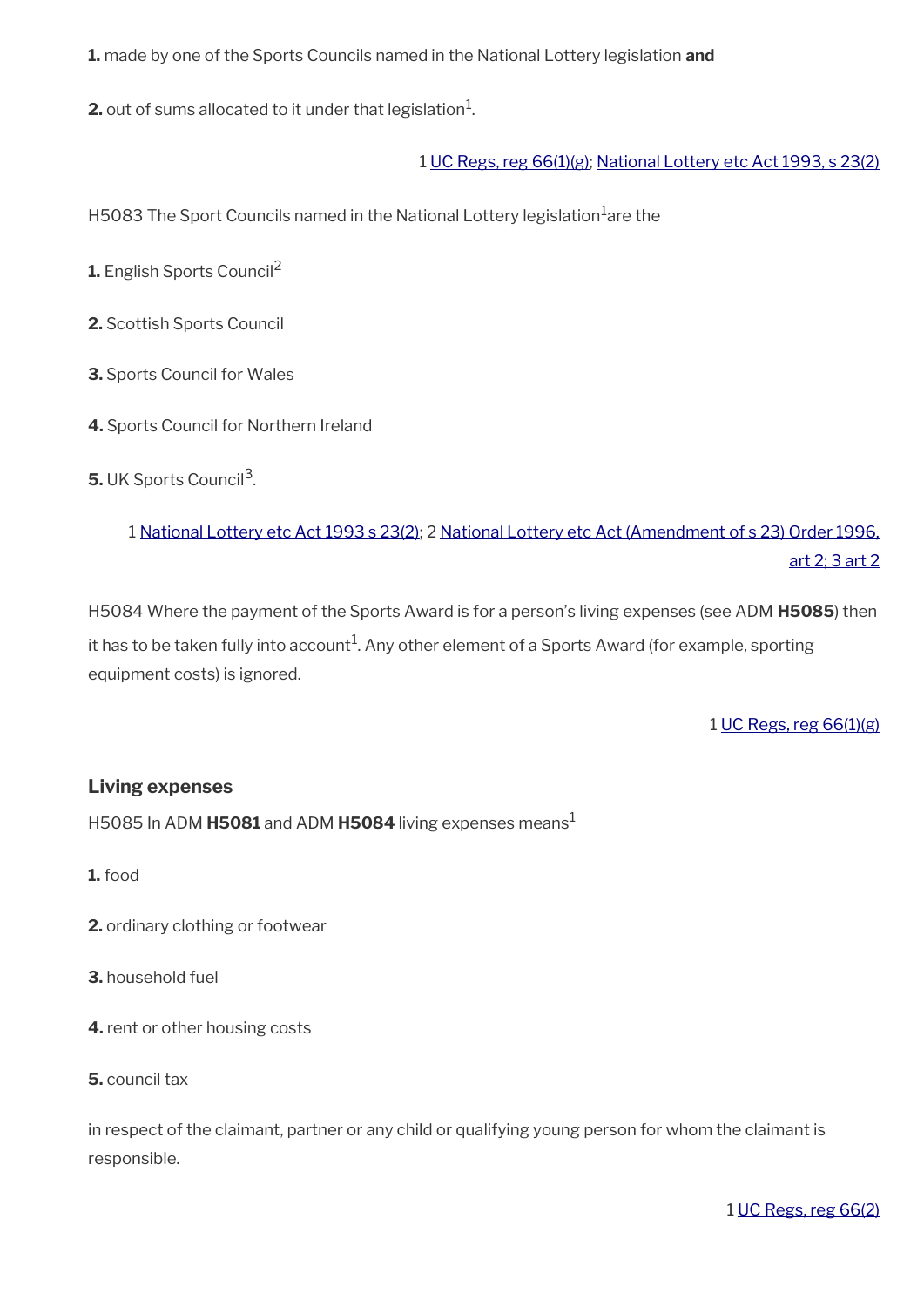**1.** made by one of the Sports Councils named in the National Lottery legislation **and**

**2.** out of sums allocated to it under that legislation[1].

1 UC Regs, reg 66(1)(g); National Lottery etc Act 1993, s 23(2)

H5083 The Sport Councils named in the National Lottery legislation[1]are the

**1.** English Sports Council[2]

**2.** Scottish Sports Council

**3.** Sports Council for Wales

**4.** Sports Council for Northern Ireland

**5.** UK Sports Council[3].

1 National Lottery etc Act 1993 s 23(2); 2 National Lottery etc Act (Amendment of s 23) Order 1996, art 2; 3 art 2

H5084 Where the payment of the Sports Award is for a person's living expenses (see ADM **H5085**) then it has to be taken fully into account[1]. Any other element of a Sports Award (for example, sporting equipment costs) is ignored.

1 UC Regs, reg 66(1)(g)

### Living expenses

H5085 In ADM **H5081** and ADM **H5084** living expenses means[1]

**1.** food

**2.** ordinary clothing or footwear

**3.** household fuel

**4.** rent or other housing costs

**5.** council tax

in respect of the claimant, partner or any child or qualifying young person for whom the claimant is responsible.

1 UC Regs, reg 66(2)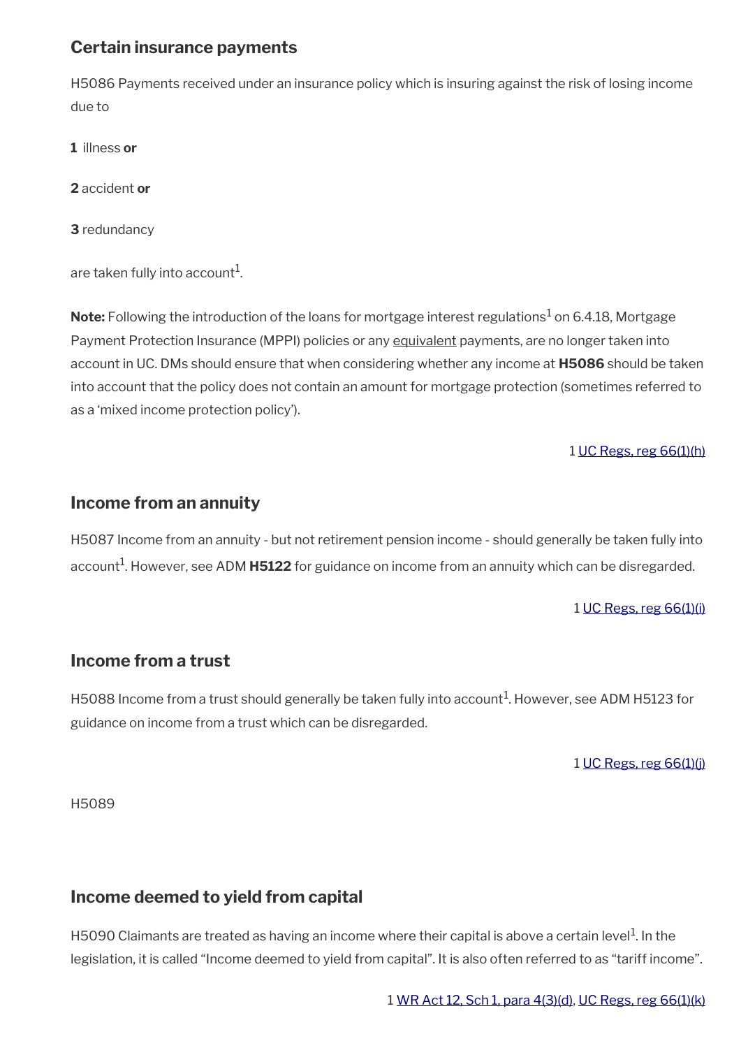### Certain insurance payments

H5086 Payments received under an insurance policy which is insuring against the risk of losing income due to

**1** illness **or**

**2** accident **or**

**3** redundancy

are taken fully into account[1].

**Note:** Following the introduction of the loans for mortgage interest regulations[1] on 6.4.18, Mortgage Payment Protection Insurance (MPPI) policies or any equivalent payments, are no longer taken into account in UC. DMs should ensure that when considering whether any income at **H5086** should be taken into account that the policy does not contain an amount for mortgage protection (sometimes referred to as a 'mixed income protection policy').

1 UC Regs, reg 66(1)(h)

### Income from an annuity

H5087 Income from an annuity - but not retirement pension income - should generally be taken fully into account[1]. However, see ADM **H5122** for guidance on income from an annuity which can be disregarded.

1 UC Regs, reg 66(1)(i)

### Income from a trust

H5088 Income from a trust should generally be taken fully into account[1]. However, see ADM H5123 for guidance on income from a trust which can be disregarded.

1 UC Regs, reg 66(1)(j)

H5089

### Income deemed to yield from capital

H5090 Claimants are treated as having an income where their capital is above a certain level[1]. In the legislation, it is called "Income deemed to yield from capital". It is also often referred to as "tariff income".

1 WR Act 12, Sch 1, para 4(3)(d), UC Regs, reg 66(1)(k)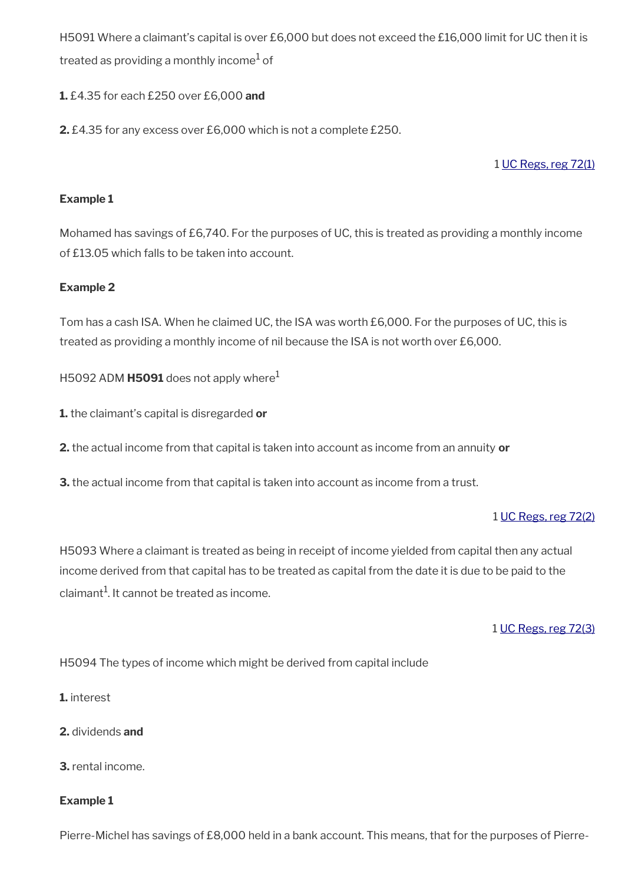H5091 Where a claimant's capital is over £6,000 but does not exceed the £16,000 limit for UC then it is treated as providing a monthly income[1] of

**1.** £4.35 for each £250 over £6,000 **and**

**2.** £4.35 for any excess over £6,000 which is not a complete £250.

1 UC Regs, reg 72(1)

**Example 1**

Mohamed has savings of £6,740. For the purposes of UC, this is treated as providing a monthly income of £13.05 which falls to be taken into account.

**Example 2**

Tom has a cash ISA. When he claimed UC, the ISA was worth £6,000. For the purposes of UC, this is treated as providing a monthly income of nil because the ISA is not worth over £6,000.

H5092 ADM **H5091** does not apply where[1]

**1.** the claimant's capital is disregarded **or**

**2.** the actual income from that capital is taken into account as income from an annuity **or**

**3.** the actual income from that capital is taken into account as income from a trust.

1 UC Regs, reg 72(2)

H5093 Where a claimant is treated as being in receipt of income yielded from capital then any actual income derived from that capital has to be treated as capital from the date it is due to be paid to the claimant[1]. It cannot be treated as income.

1 UC Regs, reg 72(3)

H5094 The types of income which might be derived from capital include

**1.** interest

**2.** dividends **and**

**3.** rental income.

**Example 1**

Pierre-Michel has savings of £8,000 held in a bank account. This means, that for the purposes of Pierre-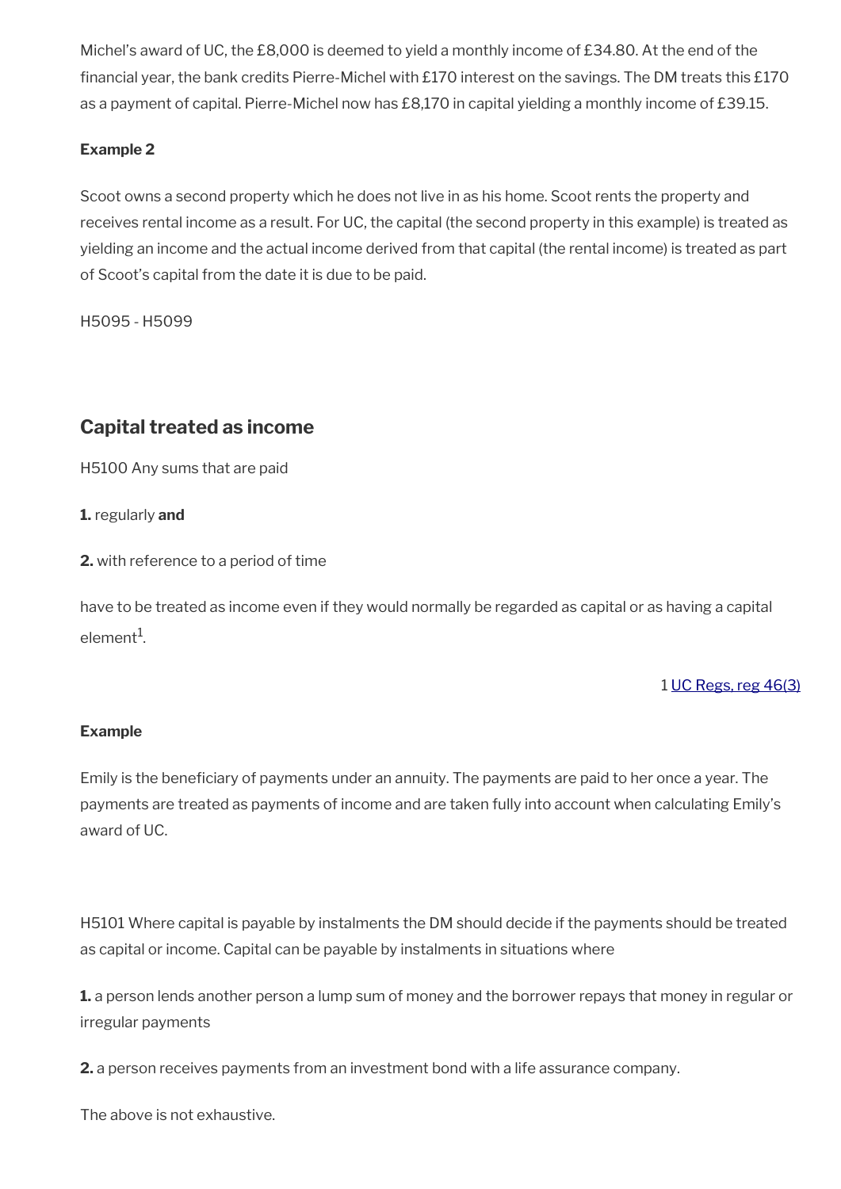Michel's award of UC, the £8,000 is deemed to yield a monthly income of £34.80. At the end of the financial year, the bank credits Pierre-Michel with £170 interest on the savings. The DM treats this £170 as a payment of capital. Pierre-Michel now has £8,170 in capital yielding a monthly income of £39.15.

**Example 2**

Scoot owns a second property which he does not live in as his home. Scoot rents the property and receives rental income as a result. For UC, the capital (the second property in this example) is treated as yielding an income and the actual income derived from that capital (the rental income) is treated as part of Scoot's capital from the date it is due to be paid.

H5095 - H5099

## Capital treated as income

H5100 Any sums that are paid

**1.** regularly **and**

**2.** with reference to a period of time

have to be treated as income even if they would normally be regarded as capital or as having a capital element[1].

1 [UC Regs, reg 46(3)]

**Example**

Emily is the beneficiary of payments under an annuity. The payments are paid to her once a year. The payments are treated as payments of income and are taken fully into account when calculating Emily's award of UC.

H5101 Where capital is payable by instalments the DM should decide if the payments should be treated as capital or income. Capital can be payable by instalments in situations where

**1.** a person lends another person a lump sum of money and the borrower repays that money in regular or irregular payments

**2.** a person receives payments from an investment bond with a life assurance company.

The above is not exhaustive.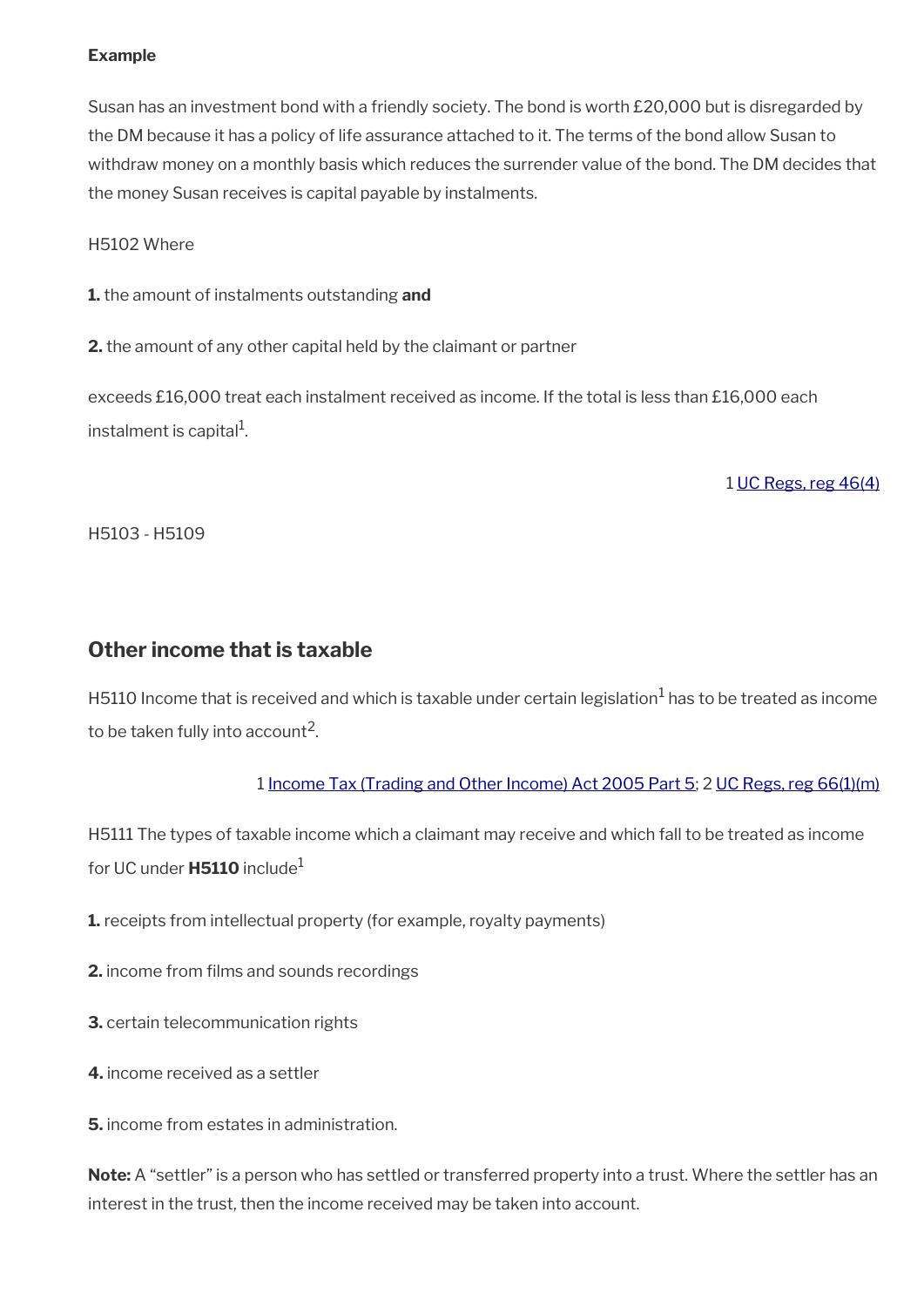**Example**

Susan has an investment bond with a friendly society. The bond is worth £20,000 but is disregarded by the DM because it has a policy of life assurance attached to it. The terms of the bond allow Susan to withdraw money on a monthly basis which reduces the surrender value of the bond. The DM decides that the money Susan receives is capital payable by instalments.

H5102 Where

**1.** the amount of instalments outstanding **and**

**2.** the amount of any other capital held by the claimant or partner

exceeds £16,000 treat each instalment received as income. If the total is less than £16,000 each instalment is capital[1].

1 UC Regs, reg 46(4)

H5103 - H5109

## Other income that is taxable

H5110 Income that is received and which is taxable under certain legislation[1] has to be treated as income to be taken fully into account[2].

1 Income Tax (Trading and Other Income) Act 2005 Part 5; 2 UC Regs, reg 66(1)(m)

H5111 The types of taxable income which a claimant may receive and which fall to be treated as income for UC under **H5110** include[1]

**1.** receipts from intellectual property (for example, royalty payments)

**2.** income from films and sounds recordings

**3.** certain telecommunication rights

**4.** income received as a settler

**5.** income from estates in administration.

**Note:** A "settler" is a person who has settled or transferred property into a trust. Where the settler has an interest in the trust, then the income received may be taken into account.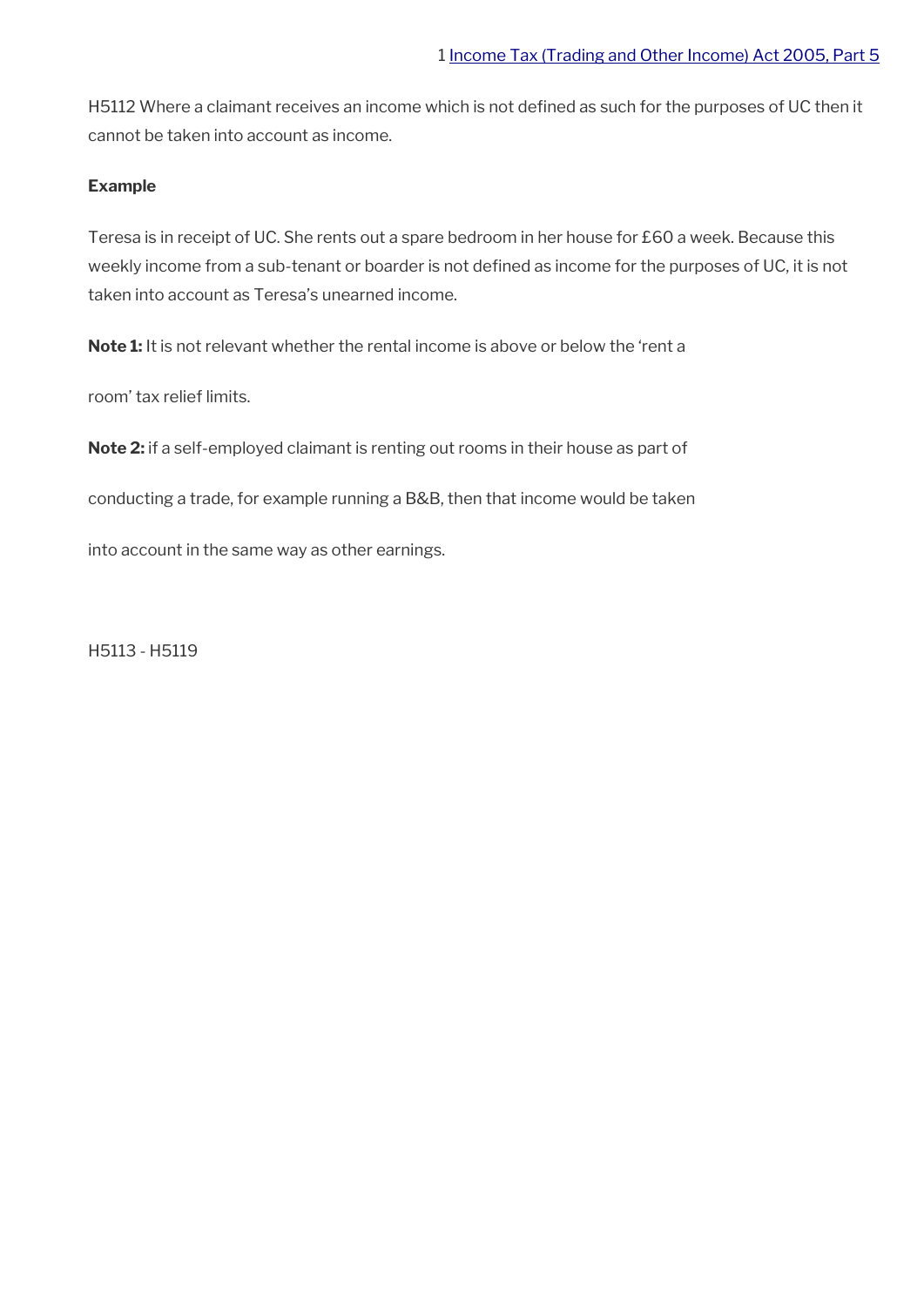1 [Income Tax (Trading and Other Income) Act 2005, Part 5]

H5112 Where a claimant receives an income which is not defined as such for the purposes of UC then it cannot be taken into account as income.

**Example**

Teresa is in receipt of UC. She rents out a spare bedroom in her house for £60 a week. Because this weekly income from a sub-tenant or boarder is not defined as income for the purposes of UC, it is not taken into account as Teresa's unearned income.

**Note 1:** It is not relevant whether the rental income is above or below the 'rent a room' tax relief limits.

**Note 2:** if a self-employed claimant is renting out rooms in their house as part of conducting a trade, for example running a B&B, then that income would be taken into account in the same way as other earnings.

H5113 - H5119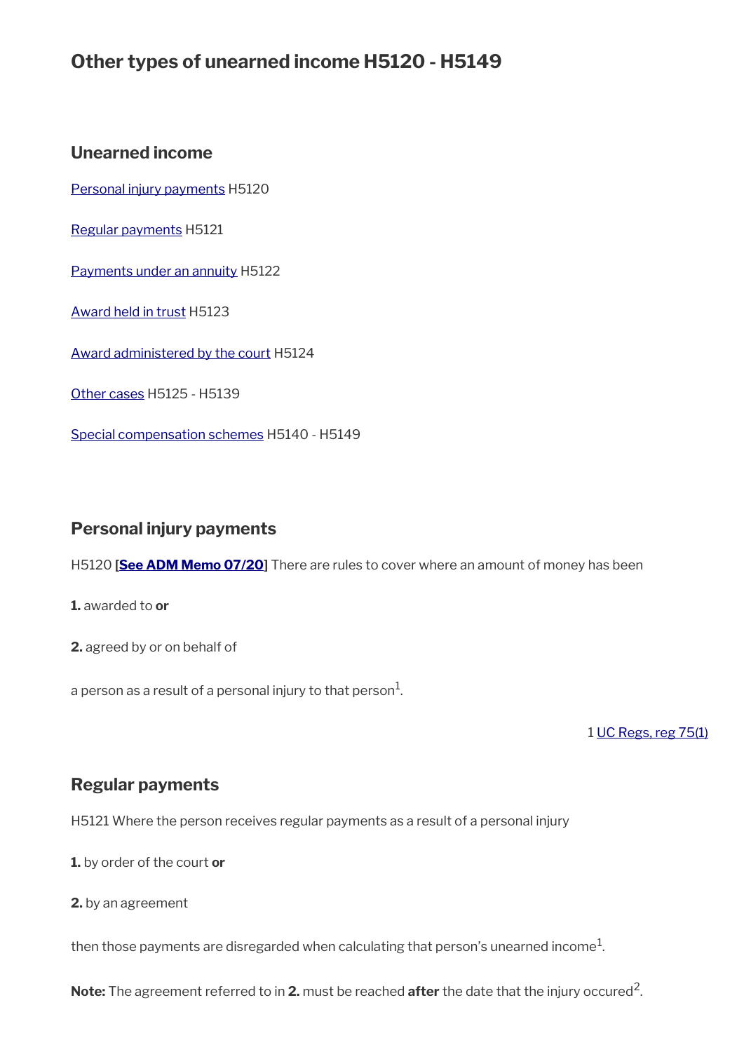# Other types of unearned income H5120 - H5149

## Unearned income

[Personal injury payments](#) H5120

[Regular payments](#) H5121

[Payments under an annuity](#) H5122

[Award held in trust](#) H5123

[Award administered by the court](#) H5124

[Other cases](#) H5125 - H5139

[Special compensation schemes](#) H5140 - H5149

## Personal injury payments

H5120 **[See ADM Memo 07/20]** There are rules to cover where an amount of money has been

**1.** awarded to **or**

**2.** agreed by or on behalf of

a person as a result of a personal injury to that person[1].

1 UC Regs, reg 75(1)

## Regular payments

H5121 Where the person receives regular payments as a result of a personal injury

**1.** by order of the court **or**

**2.** by an agreement

then those payments are disregarded when calculating that person's unearned income[1].

**Note:** The agreement referred to in **2.** must be reached **after** the date that the injury occured[2].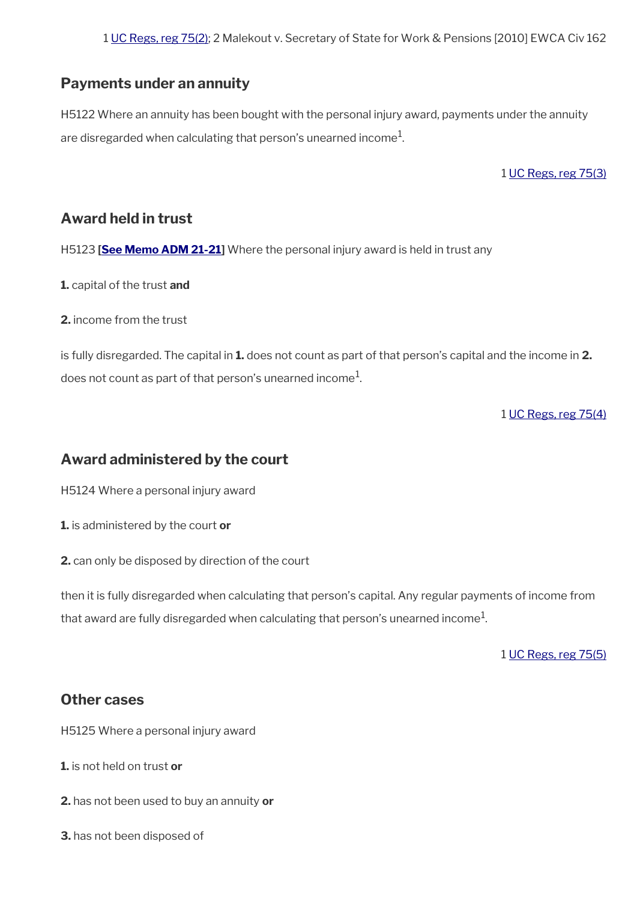1 UC Regs, reg 75(2); 2 Malekout v. Secretary of State for Work & Pensions [2010] EWCA Civ 162

### Payments under an annuity

H5122 Where an annuity has been bought with the personal injury award, payments under the annuity are disregarded when calculating that person's unearned income[1].

1 UC Regs, reg 75(3)

### Award held in trust

H5123 **[See Memo ADM 21-21]** Where the personal injury award is held in trust any

**1.** capital of the trust **and**

**2.** income from the trust

is fully disregarded. The capital in **1.** does not count as part of that person's capital and the income in **2.** does not count as part of that person's unearned income[1].

1 UC Regs, reg 75(4)

### Award administered by the court

H5124 Where a personal injury award

**1.** is administered by the court **or**

**2.** can only be disposed by direction of the court

then it is fully disregarded when calculating that person's capital. Any regular payments of income from that award are fully disregarded when calculating that person's unearned income[1].

1 UC Regs, reg 75(5)

### Other cases

H5125 Where a personal injury award

**1.** is not held on trust **or**

**2.** has not been used to buy an annuity **or**

**3.** has not been disposed of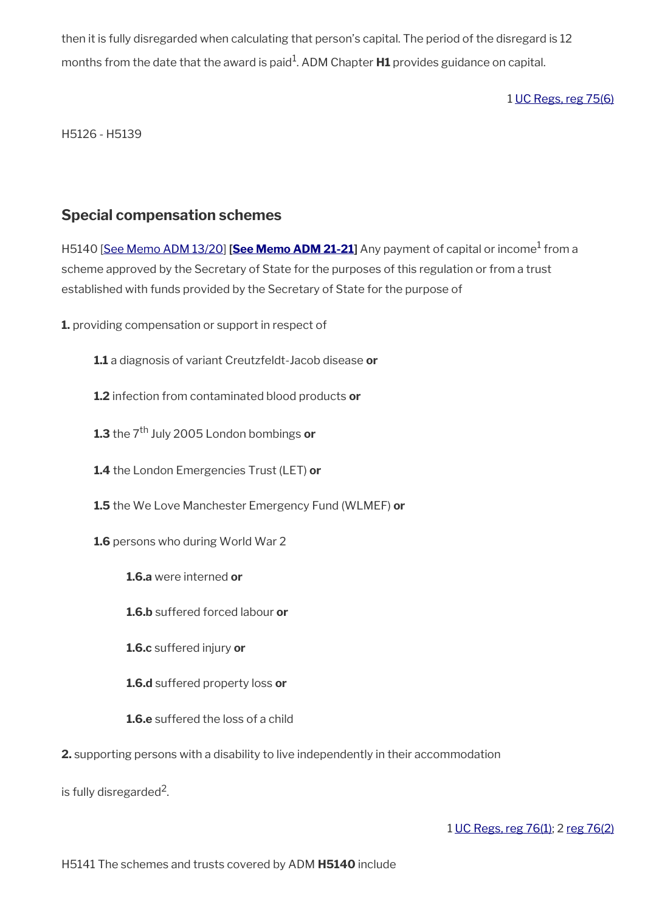then it is fully disregarded when calculating that person's capital. The period of the disregard is 12 months from the date that the award is paid[1]. ADM Chapter **H1** provides guidance on capital.

1 UC Regs, reg 75(6)

H5126 - H5139

## Special compensation schemes

H5140 [See Memo ADM 13/20] **[See Memo ADM 21-21]** Any payment of capital or income[1] from a scheme approved by the Secretary of State for the purposes of this regulation or from a trust established with funds provided by the Secretary of State for the purpose of

**1.** providing compensation or support in respect of

- **1.1** a diagnosis of variant Creutzfeldt-Jacob disease **or**
- **1.2** infection from contaminated blood products **or**
- **1.3** the 7th July 2005 London bombings **or**
- **1.4** the London Emergencies Trust (LET) **or**
- **1.5** the We Love Manchester Emergency Fund (WLMEF) **or**
- **1.6** persons who during World War 2
  - **1.6.a** were interned **or**
  - **1.6.b** suffered forced labour **or**
  - **1.6.c** suffered injury **or**
  - **1.6.d** suffered property loss **or**
  - **1.6.e** suffered the loss of a child

**2.** supporting persons with a disability to live independently in their accommodation

is fully disregarded[2].

1 UC Regs, reg 76(1); 2 reg 76(2)

H5141 The schemes and trusts covered by ADM **H5140** include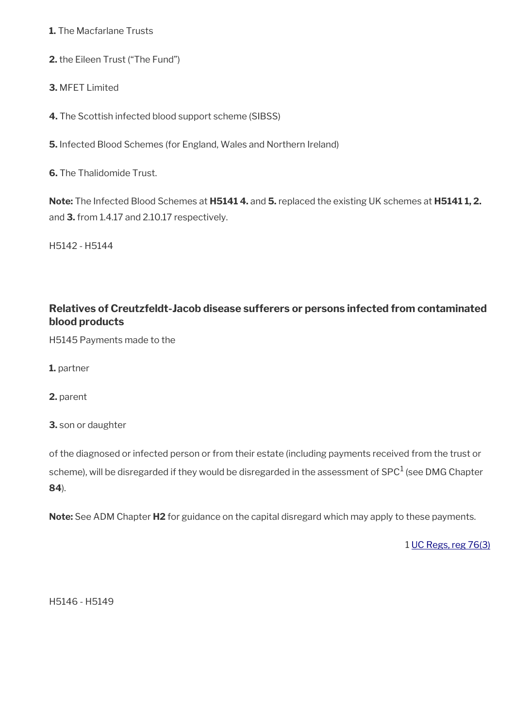**1.** The Macfarlane Trusts

**2.** the Eileen Trust ("The Fund")

**3.** MFET Limited

**4.** The Scottish infected blood support scheme (SIBSS)

**5.** Infected Blood Schemes (for England, Wales and Northern Ireland)

**6.** The Thalidomide Trust.

**Note:** The Infected Blood Schemes at **H5141 4.** and **5.** replaced the existing UK schemes at **H5141 1, 2.** and **3.** from 1.4.17 and 2.10.17 respectively.

H5142 - H5144

### Relatives of Creutzfeldt-Jacob disease sufferers or persons infected from contaminated blood products

H5145 Payments made to the

**1.** partner

**2.** parent

**3.** son or daughter

of the diagnosed or infected person or from their estate (including payments received from the trust or scheme), will be disregarded if they would be disregarded in the assessment of SPC[1] (see DMG Chapter **84**).

**Note:** See ADM Chapter **H2** for guidance on the capital disregard which may apply to these payments.

1 UC Regs, reg 76(3)

H5146 - H5149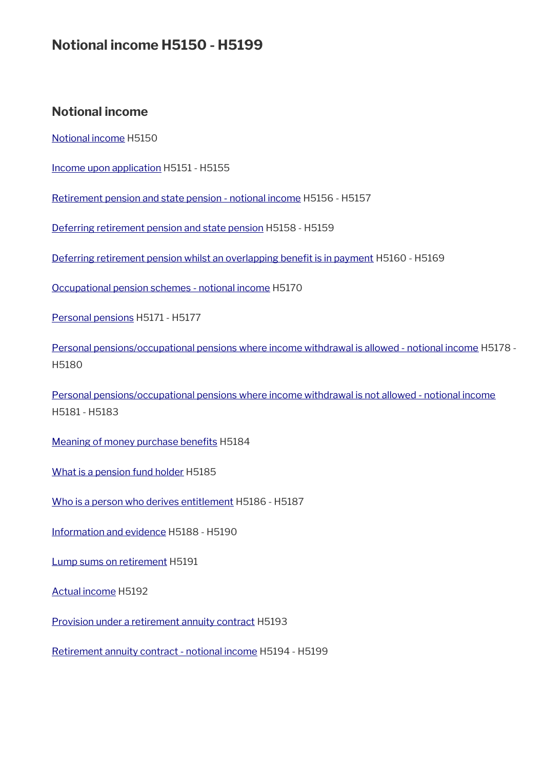# Notional income H5150 - H5199

## Notional income

Notional income H5150

Income upon application H5151 - H5155

Retirement pension and state pension - notional income H5156 - H5157

Deferring retirement pension and state pension H5158 - H5159

Deferring retirement pension whilst an overlapping benefit is in payment H5160 - H5169

Occupational pension schemes - notional income H5170

Personal pensions H5171 - H5177

Personal pensions/occupational pensions where income withdrawal is allowed - notional income H5178 - H5180

Personal pensions/occupational pensions where income withdrawal is not allowed - notional income H5181 - H5183

Meaning of money purchase benefits H5184

What is a pension fund holder H5185

Who is a person who derives entitlement H5186 - H5187

Information and evidence H5188 - H5190

Lump sums on retirement H5191

Actual income H5192

Provision under a retirement annuity contract H5193

Retirement annuity contract - notional income H5194 - H5199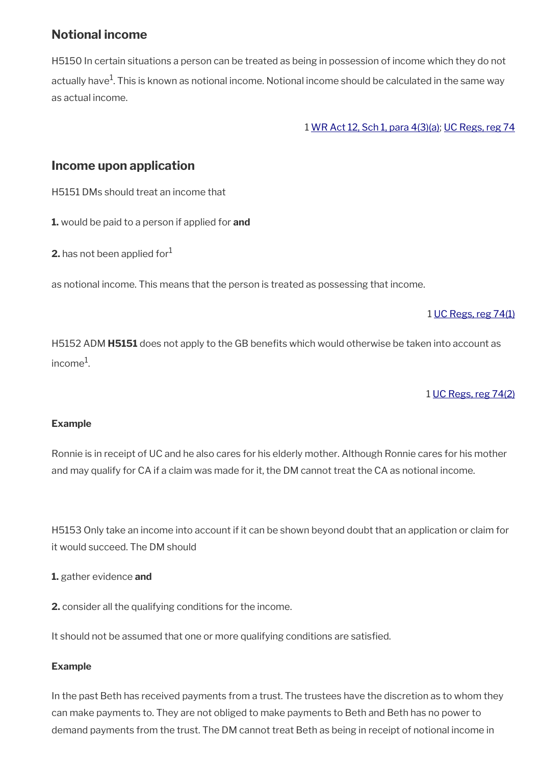## Notional income

H5150 In certain situations a person can be treated as being in possession of income which they do not actually have[1]. This is known as notional income. Notional income should be calculated in the same way as actual income.

1 WR Act 12, Sch 1, para 4(3)(a); UC Regs, reg 74

## Income upon application

H5151 DMs should treat an income that

**1.** would be paid to a person if applied for **and**

**2.** has not been applied for[1]

as notional income. This means that the person is treated as possessing that income.

1 UC Regs, reg 74(1)

H5152 ADM **H5151** does not apply to the GB benefits which would otherwise be taken into account as income[1].

1 UC Regs, reg 74(2)

**Example**

Ronnie is in receipt of UC and he also cares for his elderly mother. Although Ronnie cares for his mother and may qualify for CA if a claim was made for it, the DM cannot treat the CA as notional income.

H5153 Only take an income into account if it can be shown beyond doubt that an application or claim for it would succeed. The DM should

**1.** gather evidence **and**

**2.** consider all the qualifying conditions for the income.

It should not be assumed that one or more qualifying conditions are satisfied.

**Example**

In the past Beth has received payments from a trust. The trustees have the discretion as to whom they can make payments to. They are not obliged to make payments to Beth and Beth has no power to demand payments from the trust. The DM cannot treat Beth as being in receipt of notional income in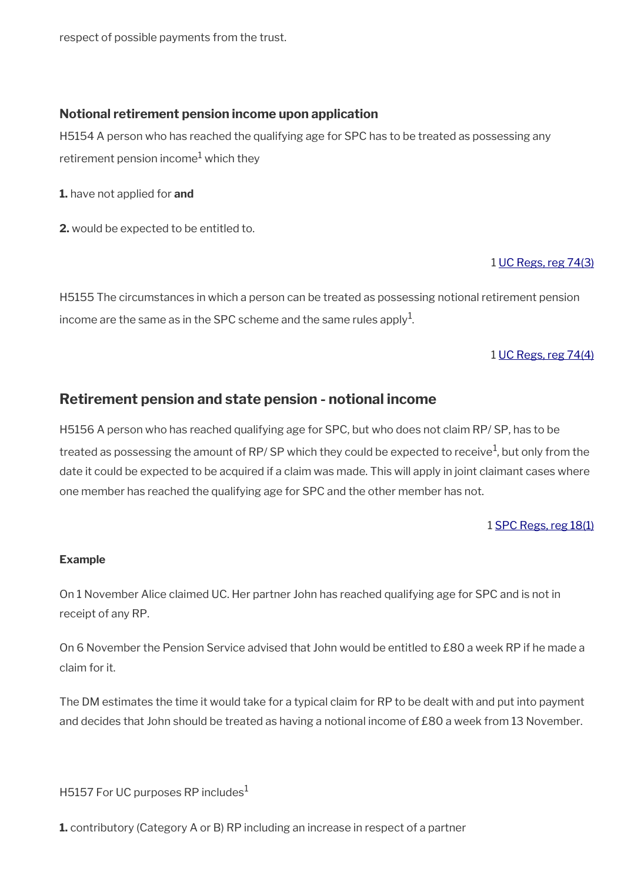respect of possible payments from the trust.

### Notional retirement pension income upon application

H5154 A person who has reached the qualifying age for SPC has to be treated as possessing any retirement pension income[1] which they

**1.** have not applied for **and**

**2.** would be expected to be entitled to.

1 [UC Regs, reg 74(3)]

H5155 The circumstances in which a person can be treated as possessing notional retirement pension income are the same as in the SPC scheme and the same rules apply[1].

1 [UC Regs, reg 74(4)]

## Retirement pension and state pension - notional income

H5156 A person who has reached qualifying age for SPC, but who does not claim RP/ SP, has to be treated as possessing the amount of RP/ SP which they could be expected to receive[1], but only from the date it could be expected to be acquired if a claim was made. This will apply in joint claimant cases where one member has reached the qualifying age for SPC and the other member has not.

1 [SPC Regs, reg 18(1)]

#### Example

On 1 November Alice claimed UC. Her partner John has reached qualifying age for SPC and is not in receipt of any RP.

On 6 November the Pension Service advised that John would be entitled to £80 a week RP if he made a claim for it.

The DM estimates the time it would take for a typical claim for RP to be dealt with and put into payment and decides that John should be treated as having a notional income of £80 a week from 13 November.

H5157 For UC purposes RP includes[1]

**1.** contributory (Category A or B) RP including an increase in respect of a partner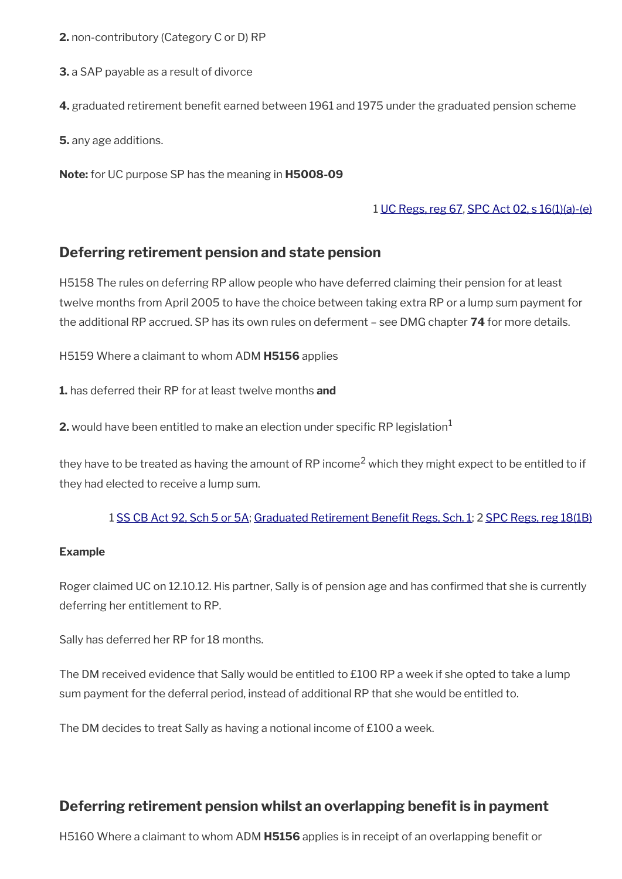**2.** non-contributory (Category C or D) RP

**3.** a SAP payable as a result of divorce

**4.** graduated retirement benefit earned between 1961 and 1975 under the graduated pension scheme

**5.** any age additions.

**Note:** for UC purpose SP has the meaning in **H5008-09**

1 UC Regs, reg 67, SPC Act 02, s 16(1)(a)-(e)

## Deferring retirement pension and state pension

H5158 The rules on deferring RP allow people who have deferred claiming their pension for at least twelve months from April 2005 to have the choice between taking extra RP or a lump sum payment for the additional RP accrued. SP has its own rules on deferment – see DMG chapter **74** for more details.

H5159 Where a claimant to whom ADM **H5156** applies

**1.** has deferred their RP for at least twelve months **and**

**2.** would have been entitled to make an election under specific RP legislation[1]

they have to be treated as having the amount of RP income[2] which they might expect to be entitled to if they had elected to receive a lump sum.

1 SS CB Act 92, Sch 5 or 5A; Graduated Retirement Benefit Regs, Sch. 1; 2 SPC Regs, reg 18(1B)

**Example**

Roger claimed UC on 12.10.12. His partner, Sally is of pension age and has confirmed that she is currently deferring her entitlement to RP.

Sally has deferred her RP for 18 months.

The DM received evidence that Sally would be entitled to £100 RP a week if she opted to take a lump sum payment for the deferral period, instead of additional RP that she would be entitled to.

The DM decides to treat Sally as having a notional income of £100 a week.

## Deferring retirement pension whilst an overlapping benefit is in payment

H5160 Where a claimant to whom ADM **H5156** applies is in receipt of an overlapping benefit or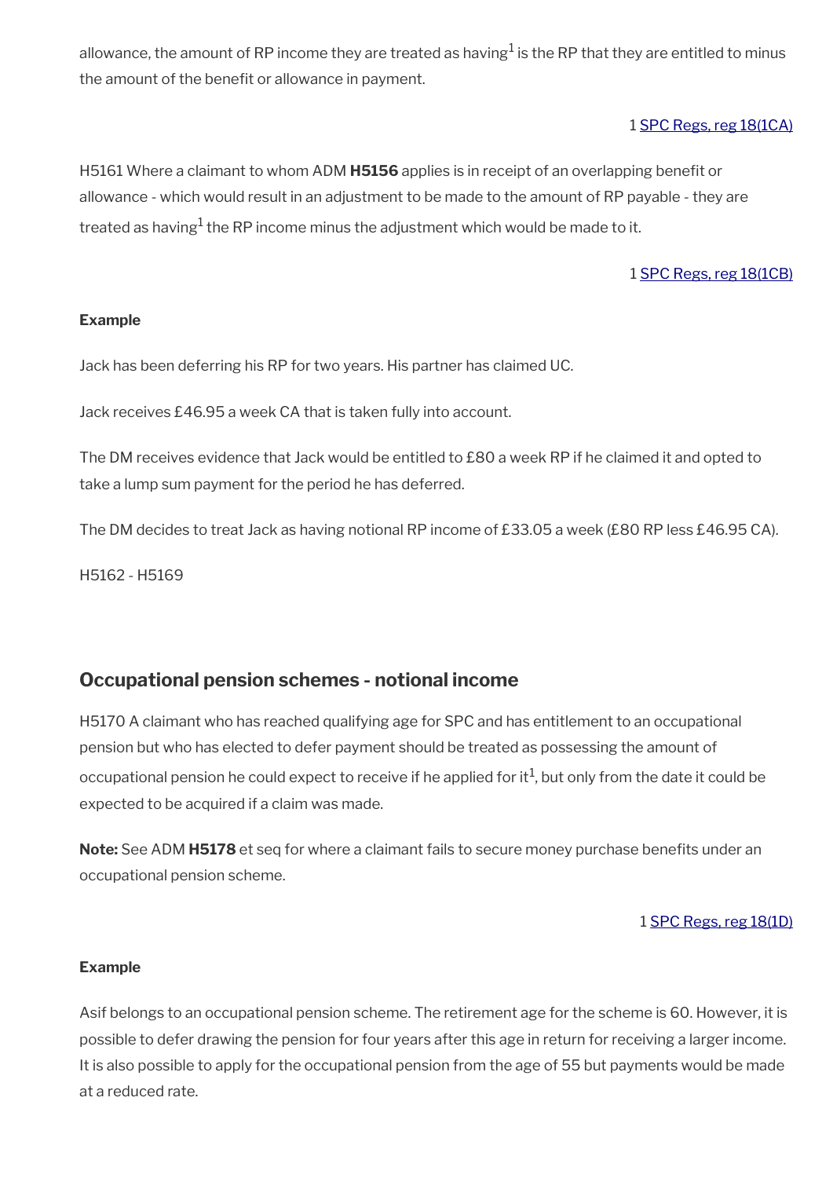allowance, the amount of RP income they are treated as having[1] is the RP that they are entitled to minus the amount of the benefit or allowance in payment.

1 SPC Regs, reg 18(1CA)

H5161 Where a claimant to whom ADM **H5156** applies is in receipt of an overlapping benefit or allowance - which would result in an adjustment to be made to the amount of RP payable - they are treated as having[1] the RP income minus the adjustment which would be made to it.

1 SPC Regs, reg 18(1CB)

**Example**

Jack has been deferring his RP for two years. His partner has claimed UC.

Jack receives £46.95 a week CA that is taken fully into account.

The DM receives evidence that Jack would be entitled to £80 a week RP if he claimed it and opted to take a lump sum payment for the period he has deferred.

The DM decides to treat Jack as having notional RP income of £33.05 a week (£80 RP less £46.95 CA).

H5162 - H5169

## Occupational pension schemes - notional income

H5170 A claimant who has reached qualifying age for SPC and has entitlement to an occupational pension but who has elected to defer payment should be treated as possessing the amount of occupational pension he could expect to receive if he applied for it[1], but only from the date it could be expected to be acquired if a claim was made.

**Note:** See ADM **H5178** et seq for where a claimant fails to secure money purchase benefits under an occupational pension scheme.

1 SPC Regs, reg 18(1D)

**Example**

Asif belongs to an occupational pension scheme. The retirement age for the scheme is 60. However, it is possible to defer drawing the pension for four years after this age in return for receiving a larger income. It is also possible to apply for the occupational pension from the age of 55 but payments would be made at a reduced rate.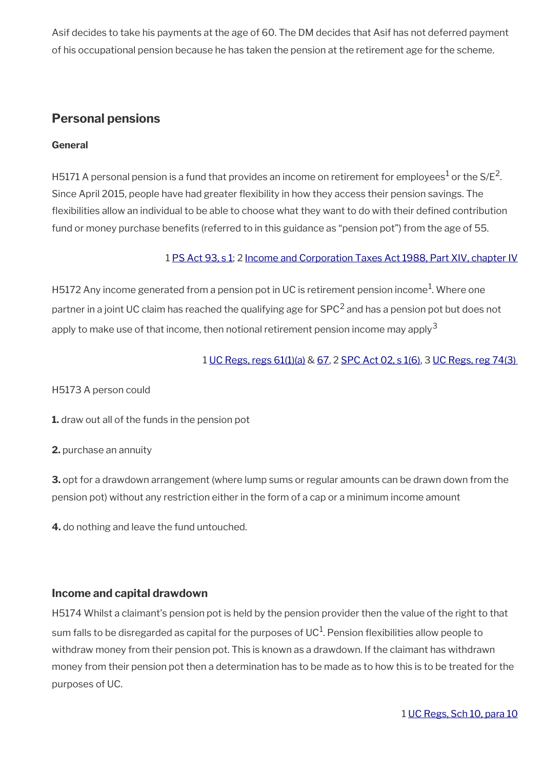Asif decides to take his payments at the age of 60. The DM decides that Asif has not deferred payment of his occupational pension because he has taken the pension at the retirement age for the scheme.

## Personal pensions

### General

H5171 A personal pension is a fund that provides an income on retirement for employees[1] or the S/E[2]. Since April 2015, people have had greater flexibility in how they access their pension savings. The flexibilities allow an individual to be able to choose what they want to do with their defined contribution fund or money purchase benefits (referred to in this guidance as "pension pot") from the age of 55.

1 PS Act 93, s 1; 2 Income and Corporation Taxes Act 1988, Part XIV, chapter IV

H5172 Any income generated from a pension pot in UC is retirement pension income[1]. Where one partner in a joint UC claim has reached the qualifying age for SPC[2] and has a pension pot but does not apply to make use of that income, then notional retirement pension income may apply[3]

1 UC Regs, regs 61(1)(a) & 67, 2 SPC Act 02, s 1(6), 3 UC Regs, reg 74(3)

H5173 A person could

**1.** draw out all of the funds in the pension pot

**2.** purchase an annuity

**3.** opt for a drawdown arrangement (where lump sums or regular amounts can be drawn down from the pension pot) without any restriction either in the form of a cap or a minimum income amount

**4.** do nothing and leave the fund untouched.

### Income and capital drawdown

H5174 Whilst a claimant's pension pot is held by the pension provider then the value of the right to that sum falls to be disregarded as capital for the purposes of UC[1]. Pension flexibilities allow people to withdraw money from their pension pot. This is known as a drawdown. If the claimant has withdrawn money from their pension pot then a determination has to be made as to how this is to be treated for the purposes of UC.

1 UC Regs, Sch 10, para 10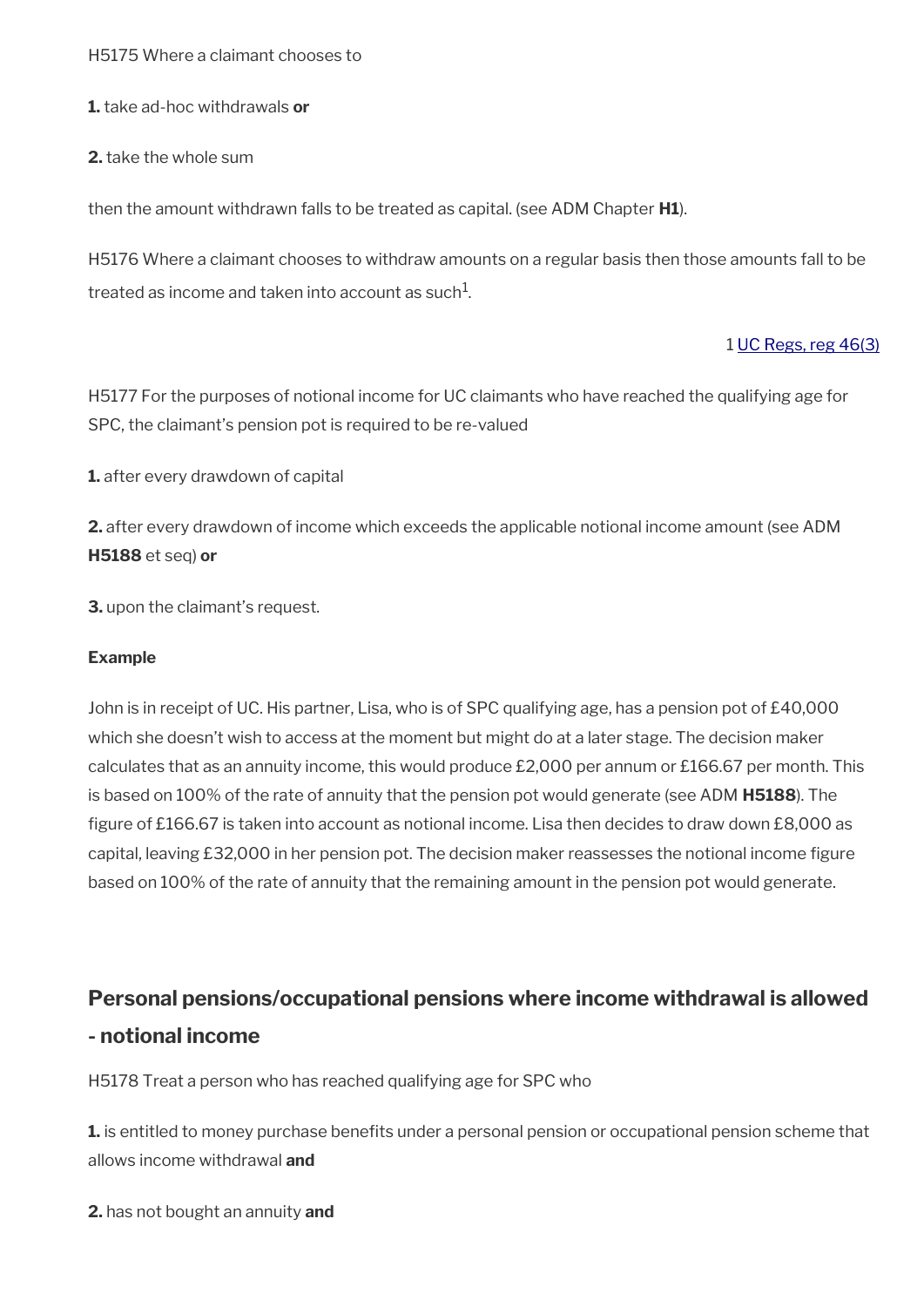H5175 Where a claimant chooses to

**1.** take ad-hoc withdrawals **or**

**2.** take the whole sum

then the amount withdrawn falls to be treated as capital. (see ADM Chapter **H1**).

H5176 Where a claimant chooses to withdraw amounts on a regular basis then those amounts fall to be treated as income and taken into account as such[1].

1 UC Regs, reg 46(3)

H5177 For the purposes of notional income for UC claimants who have reached the qualifying age for SPC, the claimant's pension pot is required to be re-valued

**1.** after every drawdown of capital

**2.** after every drawdown of income which exceeds the applicable notional income amount (see ADM **H5188** et seq) **or**

**3.** upon the claimant's request.

**Example**

John is in receipt of UC. His partner, Lisa, who is of SPC qualifying age, has a pension pot of £40,000 which she doesn't wish to access at the moment but might do at a later stage. The decision maker calculates that as an annuity income, this would produce £2,000 per annum or £166.67 per month. This is based on 100% of the rate of annuity that the pension pot would generate (see ADM **H5188**). The figure of £166.67 is taken into account as notional income. Lisa then decides to draw down £8,000 as capital, leaving £32,000 in her pension pot. The decision maker reassesses the notional income figure based on 100% of the rate of annuity that the remaining amount in the pension pot would generate.

## Personal pensions/occupational pensions where income withdrawal is allowed - notional income

H5178 Treat a person who has reached qualifying age for SPC who

**1.** is entitled to money purchase benefits under a personal pension or occupational pension scheme that allows income withdrawal **and**

**2.** has not bought an annuity **and**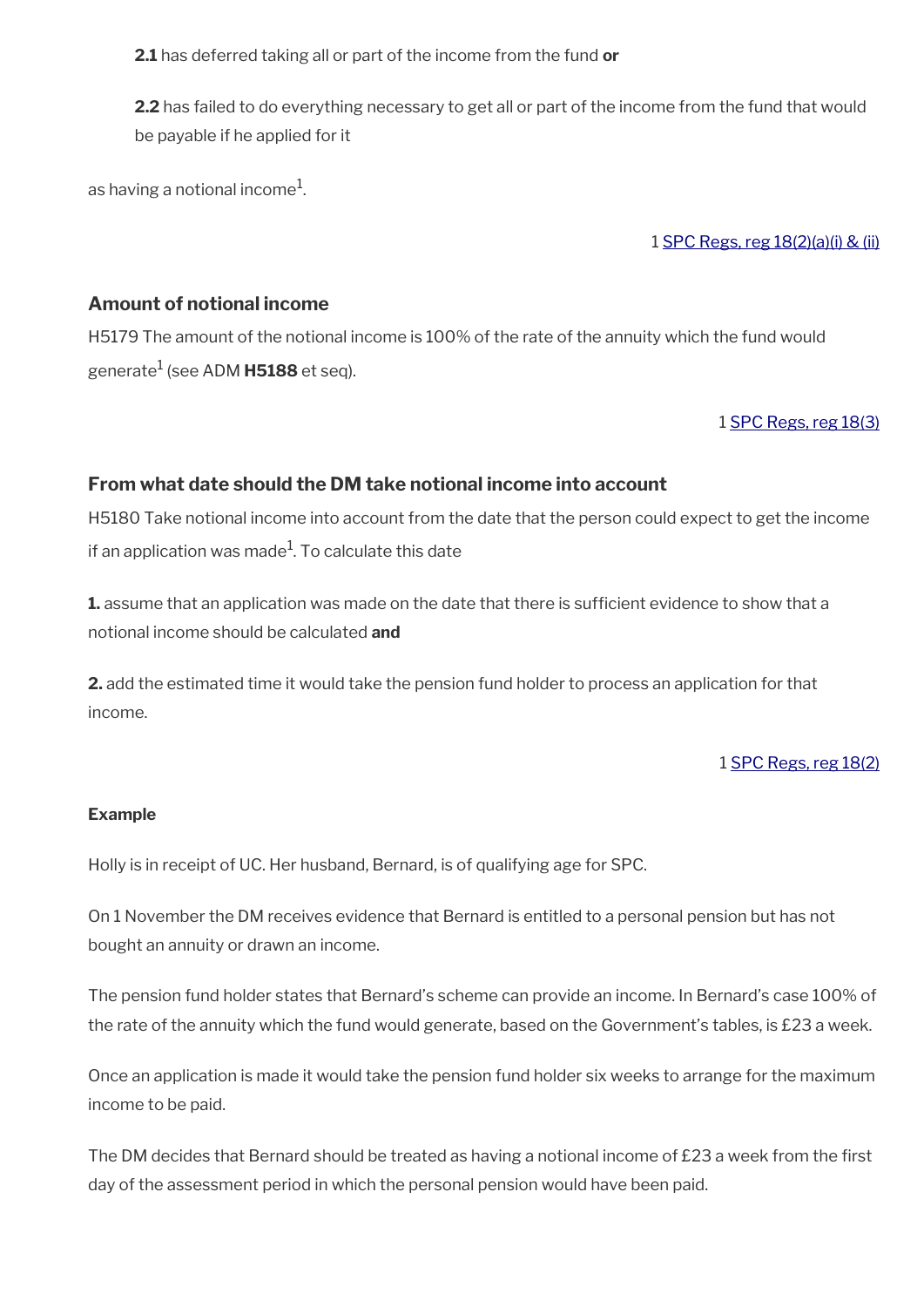**2.1** has deferred taking all or part of the income from the fund **or**

**2.2** has failed to do everything necessary to get all or part of the income from the fund that would be payable if he applied for it

as having a notional income[1].

1 SPC Regs, reg 18(2)(a)(i) & (ii)

### Amount of notional income

H5179 The amount of the notional income is 100% of the rate of the annuity which the fund would generate[1] (see ADM **H5188** et seq).

1 SPC Regs, reg 18(3)

### From what date should the DM take notional income into account

H5180 Take notional income into account from the date that the person could expect to get the income if an application was made[1]. To calculate this date

**1.** assume that an application was made on the date that there is sufficient evidence to show that a notional income should be calculated **and**

**2.** add the estimated time it would take the pension fund holder to process an application for that income.

1 SPC Regs, reg 18(2)

#### Example

Holly is in receipt of UC. Her husband, Bernard, is of qualifying age for SPC.

On 1 November the DM receives evidence that Bernard is entitled to a personal pension but has not bought an annuity or drawn an income.

The pension fund holder states that Bernard's scheme can provide an income. In Bernard's case 100% of the rate of the annuity which the fund would generate, based on the Government's tables, is £23 a week.

Once an application is made it would take the pension fund holder six weeks to arrange for the maximum income to be paid.

The DM decides that Bernard should be treated as having a notional income of £23 a week from the first day of the assessment period in which the personal pension would have been paid.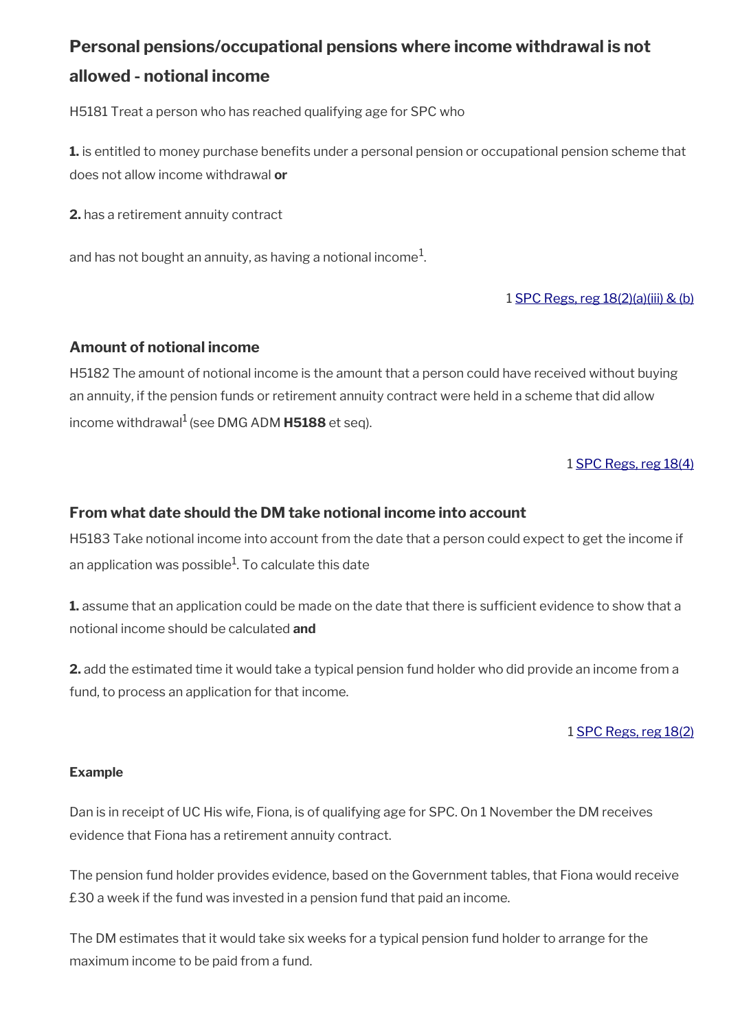## Personal pensions/occupational pensions where income withdrawal is not allowed - notional income

H5181 Treat a person who has reached qualifying age for SPC who

**1.** is entitled to money purchase benefits under a personal pension or occupational pension scheme that does not allow income withdrawal **or**

**2.** has a retirement annuity contract

and has not bought an annuity, as having a notional income[1].

1 SPC Regs, reg 18(2)(a)(iii) & (b)

### Amount of notional income

H5182 The amount of notional income is the amount that a person could have received without buying an annuity, if the pension funds or retirement annuity contract were held in a scheme that did allow income withdrawal[1] (see DMG ADM **H5188** et seq).

1 SPC Regs, reg 18(4)

### From what date should the DM take notional income into account

H5183 Take notional income into account from the date that a person could expect to get the income if an application was possible[1]. To calculate this date

**1.** assume that an application could be made on the date that there is sufficient evidence to show that a notional income should be calculated **and**

**2.** add the estimated time it would take a typical pension fund holder who did provide an income from a fund, to process an application for that income.

1 SPC Regs, reg 18(2)

#### Example

Dan is in receipt of UC His wife, Fiona, is of qualifying age for SPC. On 1 November the DM receives evidence that Fiona has a retirement annuity contract.

The pension fund holder provides evidence, based on the Government tables, that Fiona would receive £30 a week if the fund was invested in a pension fund that paid an income.

The DM estimates that it would take six weeks for a typical pension fund holder to arrange for the maximum income to be paid from a fund.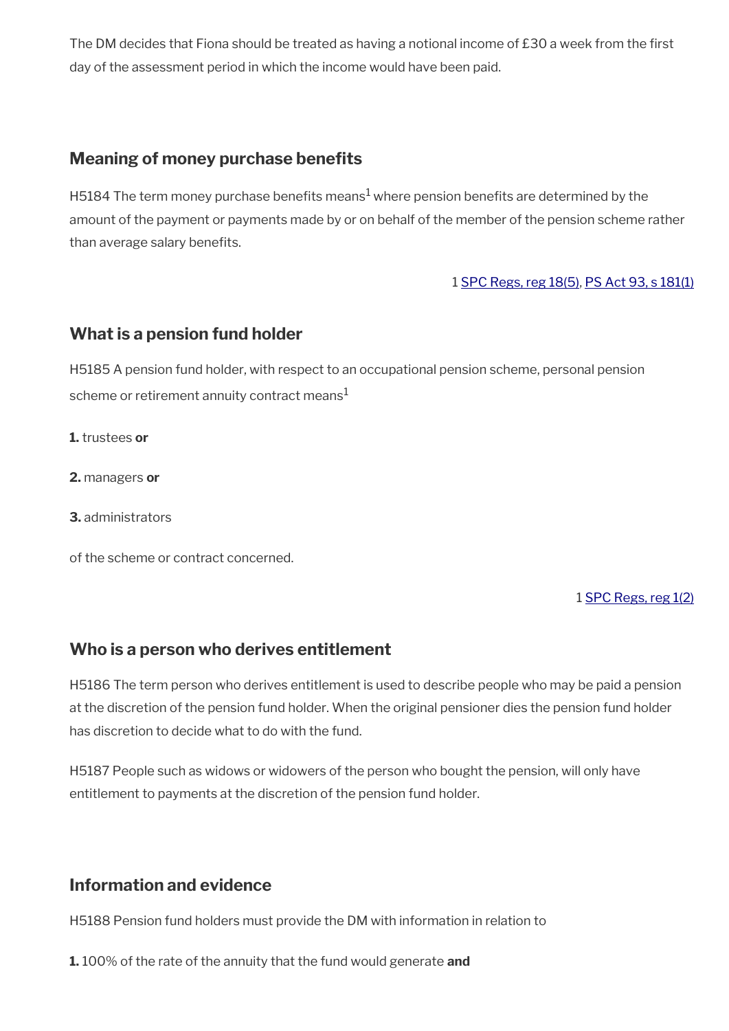The DM decides that Fiona should be treated as having a notional income of £30 a week from the first day of the assessment period in which the income would have been paid.

## Meaning of money purchase benefits

H5184 The term money purchase benefits means[1] where pension benefits are determined by the amount of the payment or payments made by or on behalf of the member of the pension scheme rather than average salary benefits.

1 SPC Regs, reg 18(5), PS Act 93, s 181(1)

## What is a pension fund holder

H5185 A pension fund holder, with respect to an occupational pension scheme, personal pension scheme or retirement annuity contract means[1]

**1.** trustees **or**

**2.** managers **or**

**3.** administrators

of the scheme or contract concerned.

1 SPC Regs, reg 1(2)

## Who is a person who derives entitlement

H5186 The term person who derives entitlement is used to describe people who may be paid a pension at the discretion of the pension fund holder. When the original pensioner dies the pension fund holder has discretion to decide what to do with the fund.

H5187 People such as widows or widowers of the person who bought the pension, will only have entitlement to payments at the discretion of the pension fund holder.

## Information and evidence

H5188 Pension fund holders must provide the DM with information in relation to

**1.** 100% of the rate of the annuity that the fund would generate **and**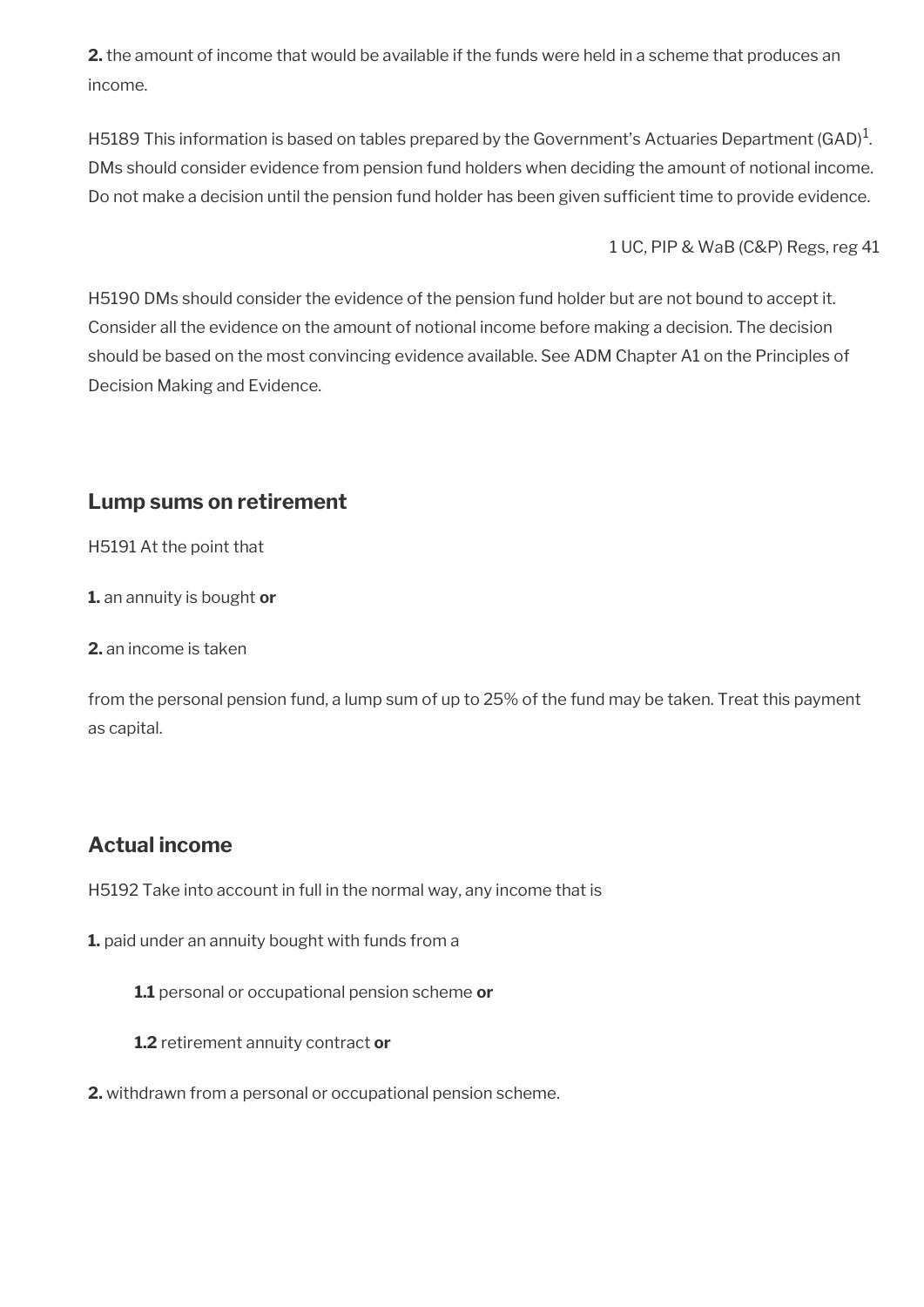**2.** the amount of income that would be available if the funds were held in a scheme that produces an income.

H5189 This information is based on tables prepared by the Government's Actuaries Department (GAD)[1]. DMs should consider evidence from pension fund holders when deciding the amount of notional income. Do not make a decision until the pension fund holder has been given sufficient time to provide evidence.

1 UC, PIP & WaB (C&P) Regs, reg 41

H5190 DMs should consider the evidence of the pension fund holder but are not bound to accept it. Consider all the evidence on the amount of notional income before making a decision. The decision should be based on the most convincing evidence available. See ADM Chapter A1 on the Principles of Decision Making and Evidence.

## Lump sums on retirement

H5191 At the point that

**1.** an annuity is bought **or**

**2.** an income is taken

from the personal pension fund, a lump sum of up to 25% of the fund may be taken. Treat this payment as capital.

## Actual income

H5192 Take into account in full in the normal way, any income that is

**1.** paid under an annuity bought with funds from a

**1.1** personal or occupational pension scheme **or**

**1.2** retirement annuity contract **or**

**2.** withdrawn from a personal or occupational pension scheme.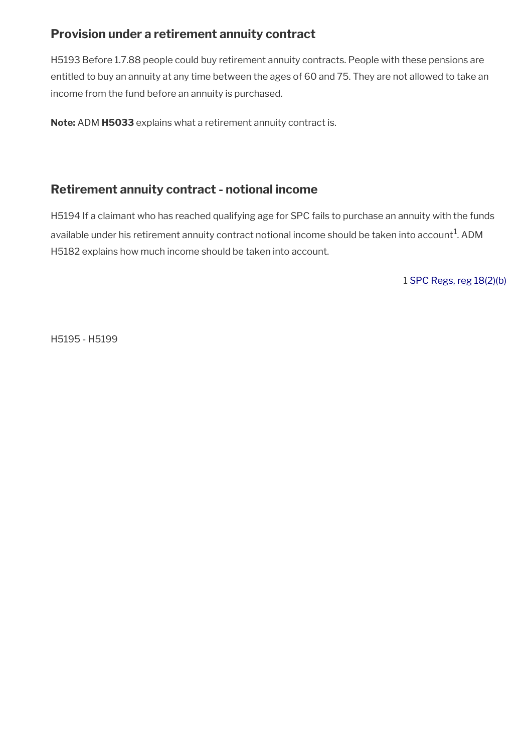## Provision under a retirement annuity contract

H5193 Before 1.7.88 people could buy retirement annuity contracts. People with these pensions are entitled to buy an annuity at any time between the ages of 60 and 75. They are not allowed to take an income from the fund before an annuity is purchased.

**Note:** ADM **H5033** explains what a retirement annuity contract is.

## Retirement annuity contract - notional income

H5194 If a claimant who has reached qualifying age for SPC fails to purchase an annuity with the funds available under his retirement annuity contract notional income should be taken into account[1]. ADM H5182 explains how much income should be taken into account.

1 SPC Regs, reg 18(2)(b)

H5195 - H5199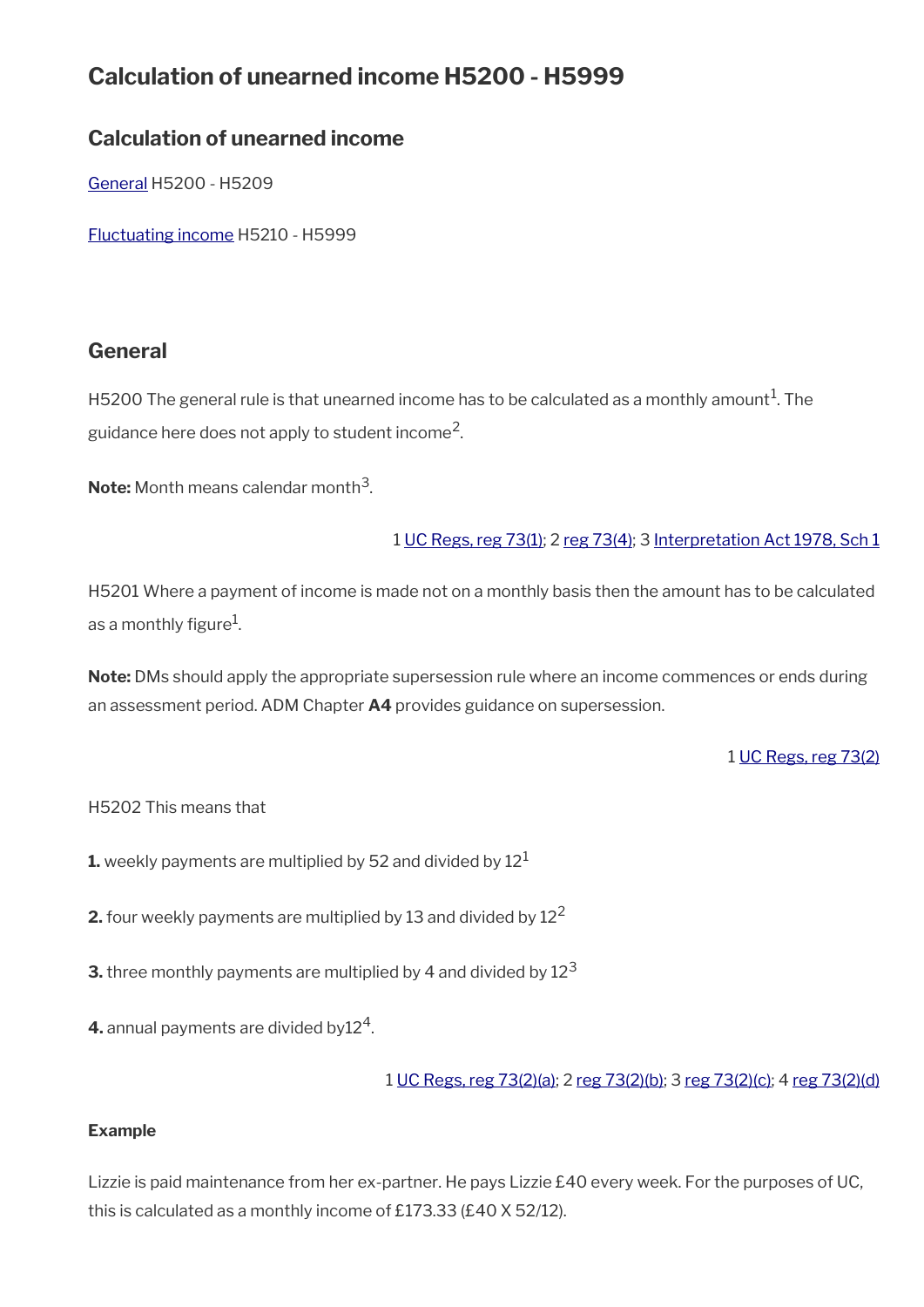# Calculation of unearned income H5200 - H5999

## Calculation of unearned income

[General](#) H5200 - H5209

[Fluctuating income](#) H5210 - H5999

## General

H5200 The general rule is that unearned income has to be calculated as a monthly amount[1]. The guidance here does not apply to student income[2].

**Note:** Month means calendar month[3].

1 UC Regs, reg 73(1); 2 reg 73(4); 3 Interpretation Act 1978, Sch 1

H5201 Where a payment of income is made not on a monthly basis then the amount has to be calculated as a monthly figure[1].

**Note:** DMs should apply the appropriate supersession rule where an income commences or ends during an assessment period. ADM Chapter **A4** provides guidance on supersession.

1 UC Regs, reg 73(2)

H5202 This means that

**1.** weekly payments are multiplied by 52 and divided by 12[1]

**2.** four weekly payments are multiplied by 13 and divided by 12[2]

**3.** three monthly payments are multiplied by 4 and divided by 12[3]

**4.** annual payments are divided by12[4].

1 UC Regs, reg 73(2)(a); 2 reg 73(2)(b); 3 reg 73(2)(c); 4 reg 73(2)(d)

**Example**

Lizzie is paid maintenance from her ex-partner. He pays Lizzie £40 every week. For the purposes of UC, this is calculated as a monthly income of £173.33 (£40 X 52/12).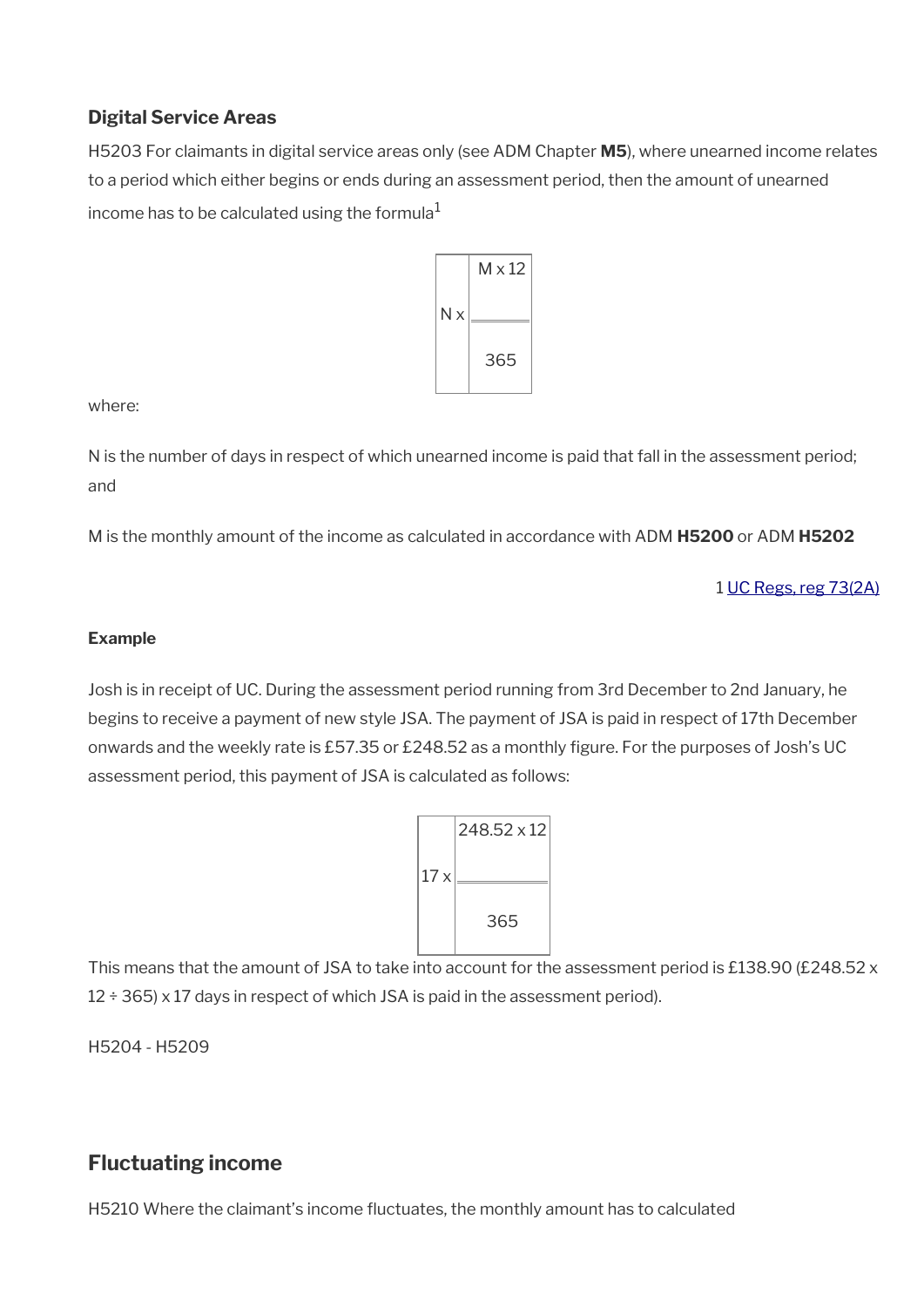### Digital Service Areas

H5203 For claimants in digital service areas only (see ADM Chapter **M5**), where unearned income relates to a period which either begins or ends during an assessment period, then the amount of unearned income has to be calculated using the formula[1]

$$N \times \frac{M \times 12}{365}$$

where:

N is the number of days in respect of which unearned income is paid that fall in the assessment period; and

M is the monthly amount of the income as calculated in accordance with ADM **H5200** or ADM **H5202**

1 UC Regs, reg 73(2A)

#### Example

Josh is in receipt of UC. During the assessment period running from 3rd December to 2nd January, he begins to receive a payment of new style JSA. The payment of JSA is paid in respect of 17th December onwards and the weekly rate is £57.35 or £248.52 as a monthly figure. For the purposes of Josh's UC assessment period, this payment of JSA is calculated as follows:

$$17 \times \frac{248.52 \times 12}{365}$$

This means that the amount of JSA to take into account for the assessment period is £138.90 (£248.52 x 12 ÷ 365) x 17 days in respect of which JSA is paid in the assessment period).

H5204 - H5209

## Fluctuating income

H5210 Where the claimant's income fluctuates, the monthly amount has to calculated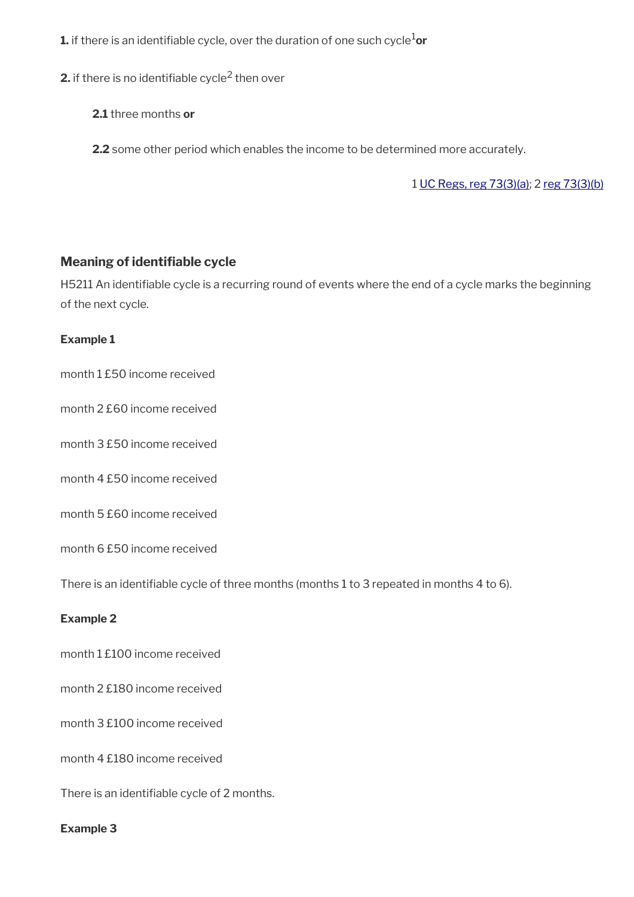**1.** if there is an identifiable cycle, over the duration of one such cycle[1] **or**

**2.** if there is no identifiable cycle[2] then over

> **2.1** three months **or**
>
> **2.2** some other period which enables the income to be determined more accurately.

1 UC Regs, reg 73(3)(a); 2 reg 73(3)(b)

### Meaning of identifiable cycle

H5211 An identifiable cycle is a recurring round of events where the end of a cycle marks the beginning of the next cycle.

**Example 1**

month 1 £50 income received

month 2 £60 income received

month 3 £50 income received

month 4 £50 income received

month 5 £60 income received

month 6 £50 income received

There is an identifiable cycle of three months (months 1 to 3 repeated in months 4 to 6).

**Example 2**

month 1 £100 income received

month 2 £180 income received

month 3 £100 income received

month 4 £180 income received

There is an identifiable cycle of 2 months.

**Example 3**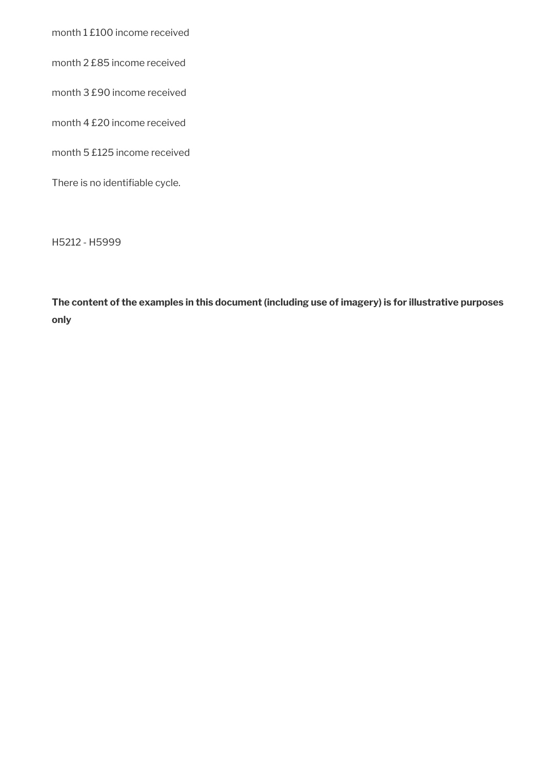month 1 £100 income received

month 2 £85 income received

month 3 £90 income received

month 4 £20 income received

month 5 £125 income received

There is no identifiable cycle.

H5212 - H5999

**The content of the examples in this document (including use of imagery) is for illustrative purposes only**